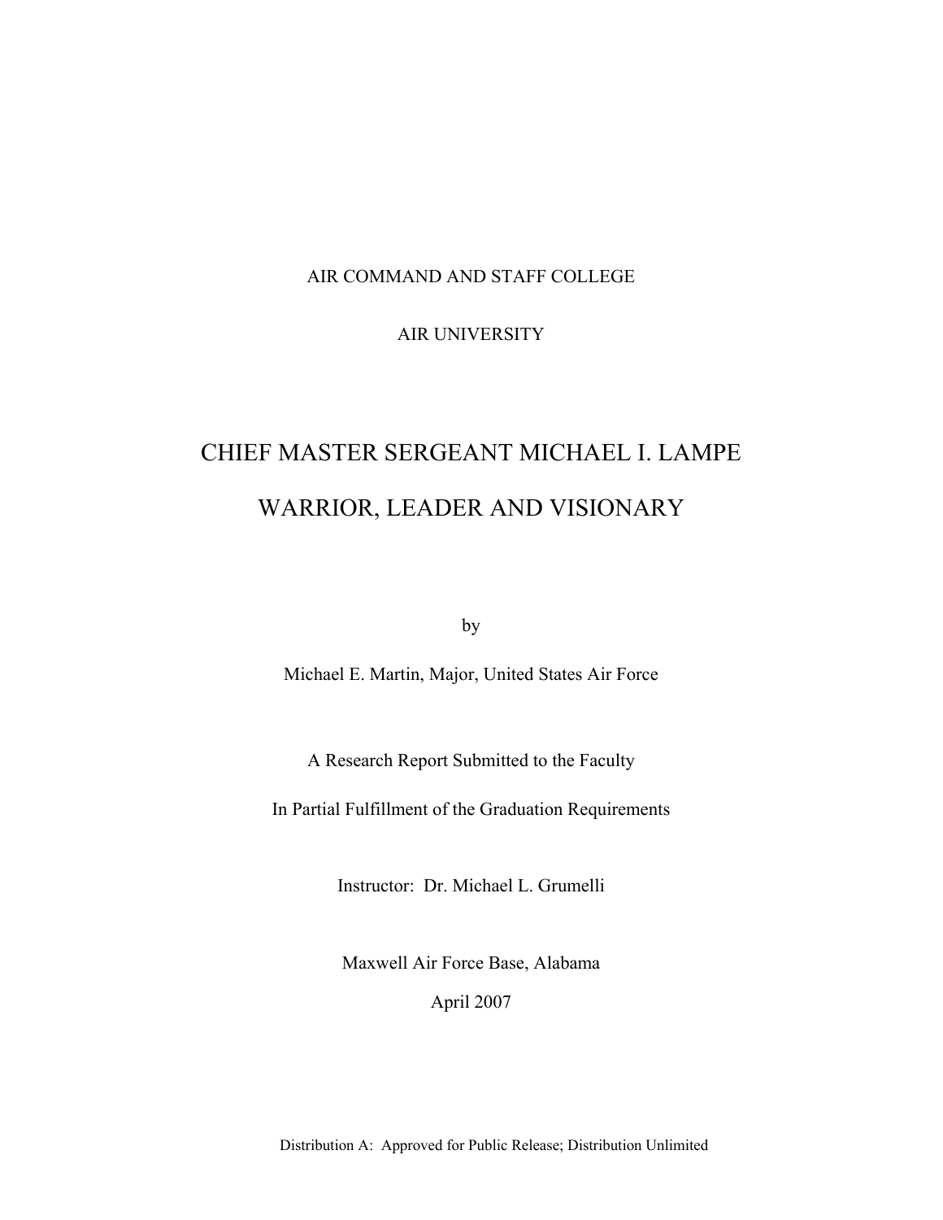AIR COMMAND AND STAFF COLLEGE

AIR UNIVERSITY

# CHIEF MASTER SERGEANT MICHAEL I. LAMPE

# WARRIOR, LEADER AND VISIONARY

by

Michael E. Martin, Major, United States Air Force

A Research Report Submitted to the Faculty

In Partial Fulfillment of the Graduation Requirements

Instructor: Dr. Michael L. Grumelli

Maxwell Air Force Base, Alabama

April 2007

Distribution A: Approved for Public Release; Distribution Unlimited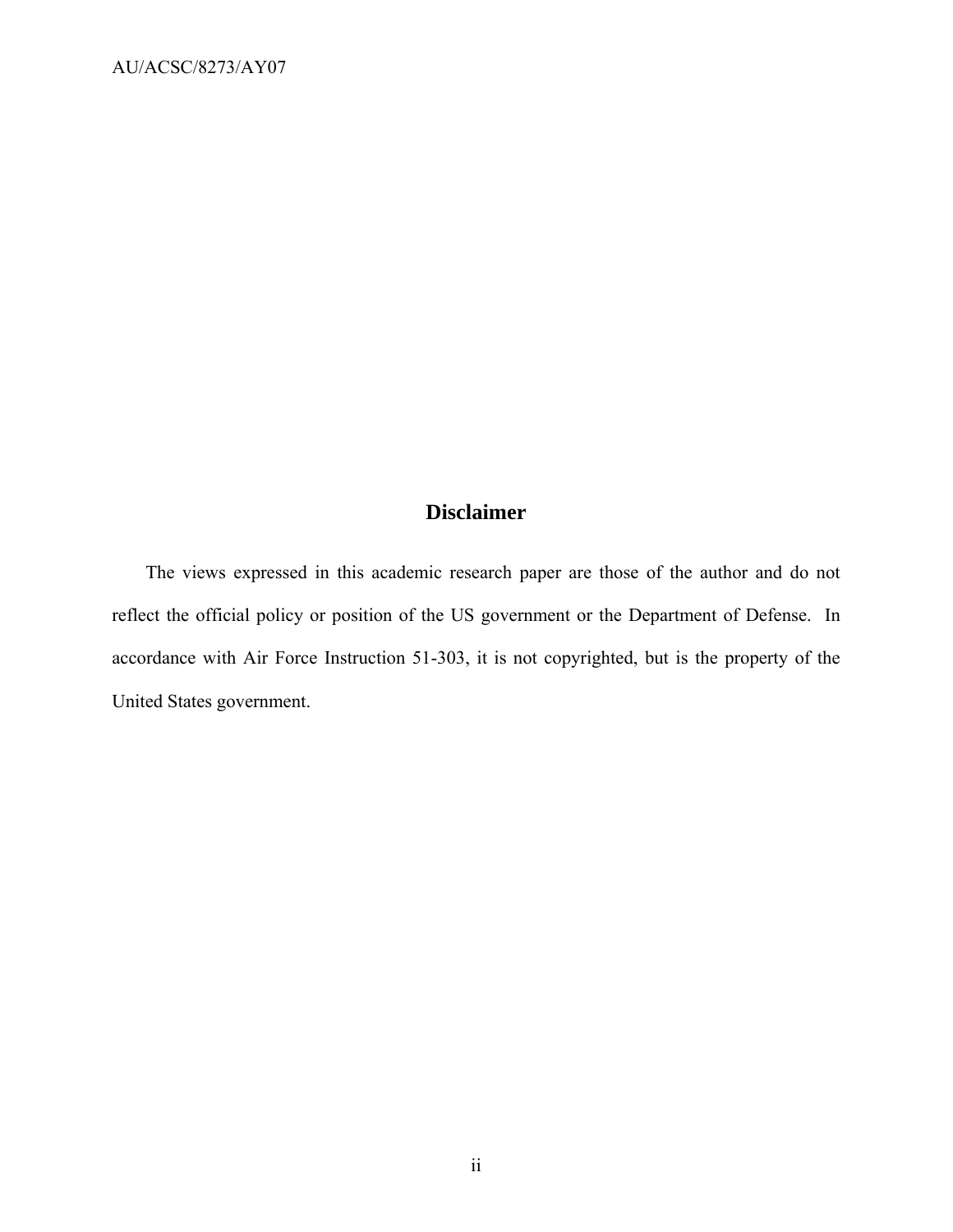## Disclaimer

The views expressed in this academic research paper are those of the author and do not reflect the official policy or position of the US government or the Department of Defense. In accordance with Air Force Instruction 51-303, it is not copyrighted, but is the property of the United States government.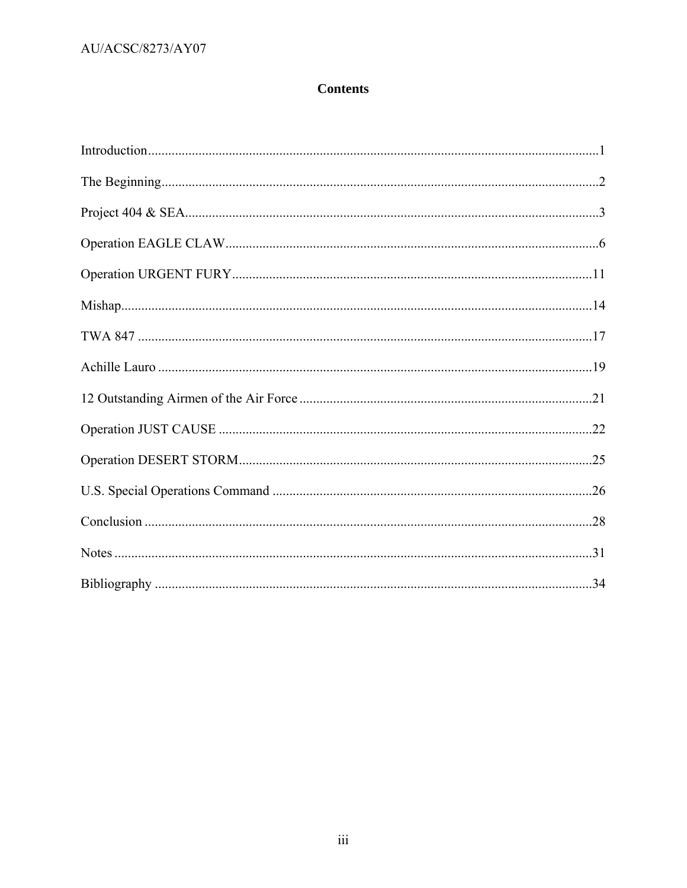## Contents

Introduction .....................................................................................................................................1

The Beginning ..................................................................................................................................2

Project 404 & SEA ...........................................................................................................................3

Operation EAGLE CLAW ...............................................................................................................6

Operation URGENT FURY ...........................................................................................................11

Mishap ............................................................................................................................................14

TWA 847 .......................................................................................................................................17

Achille Lauro .................................................................................................................................19

12 Outstanding Airmen of the Air Force .......................................................................................21

Operation JUST CAUSE ...............................................................................................................22

Operation DESERT STORM .........................................................................................................25

U.S. Special Operations Command ...............................................................................................26

Conclusion .....................................................................................................................................28

Notes ..............................................................................................................................................31

Bibliography ..................................................................................................................................34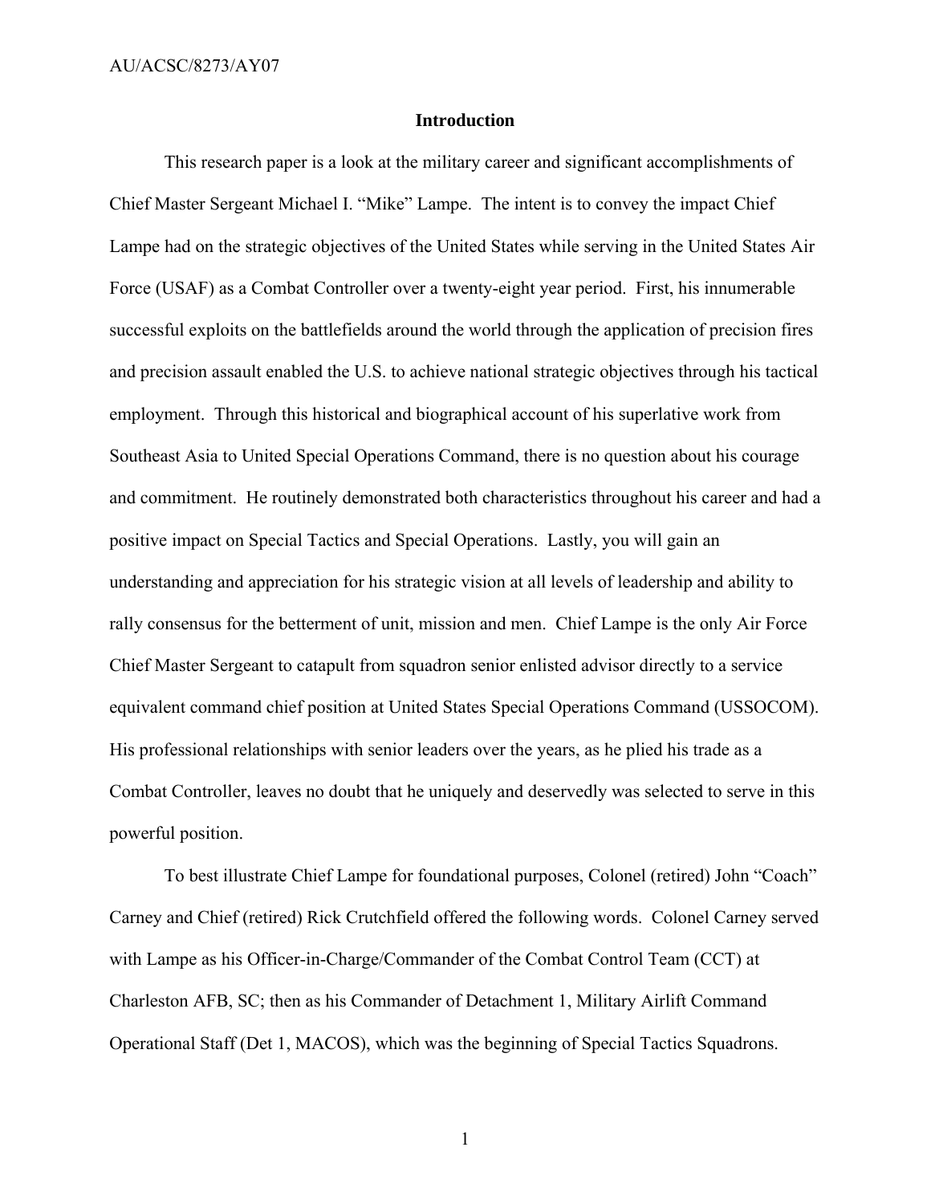# Introduction

This research paper is a look at the military career and significant accomplishments of Chief Master Sergeant Michael I. "Mike" Lampe. The intent is to convey the impact Chief Lampe had on the strategic objectives of the United States while serving in the United States Air Force (USAF) as a Combat Controller over a twenty-eight year period. First, his innumerable successful exploits on the battlefields around the world through the application of precision fires and precision assault enabled the U.S. to achieve national strategic objectives through his tactical employment. Through this historical and biographical account of his superlative work from Southeast Asia to United Special Operations Command, there is no question about his courage and commitment. He routinely demonstrated both characteristics throughout his career and had a positive impact on Special Tactics and Special Operations. Lastly, you will gain an understanding and appreciation for his strategic vision at all levels of leadership and ability to rally consensus for the betterment of unit, mission and men. Chief Lampe is the only Air Force Chief Master Sergeant to catapult from squadron senior enlisted advisor directly to a service equivalent command chief position at United States Special Operations Command (USSOCOM). His professional relationships with senior leaders over the years, as he plied his trade as a Combat Controller, leaves no doubt that he uniquely and deservedly was selected to serve in this powerful position.

To best illustrate Chief Lampe for foundational purposes, Colonel (retired) John "Coach" Carney and Chief (retired) Rick Crutchfield offered the following words. Colonel Carney served with Lampe as his Officer-in-Charge/Commander of the Combat Control Team (CCT) at Charleston AFB, SC; then as his Commander of Detachment 1, Military Airlift Command Operational Staff (Det 1, MACOS), which was the beginning of Special Tactics Squadrons.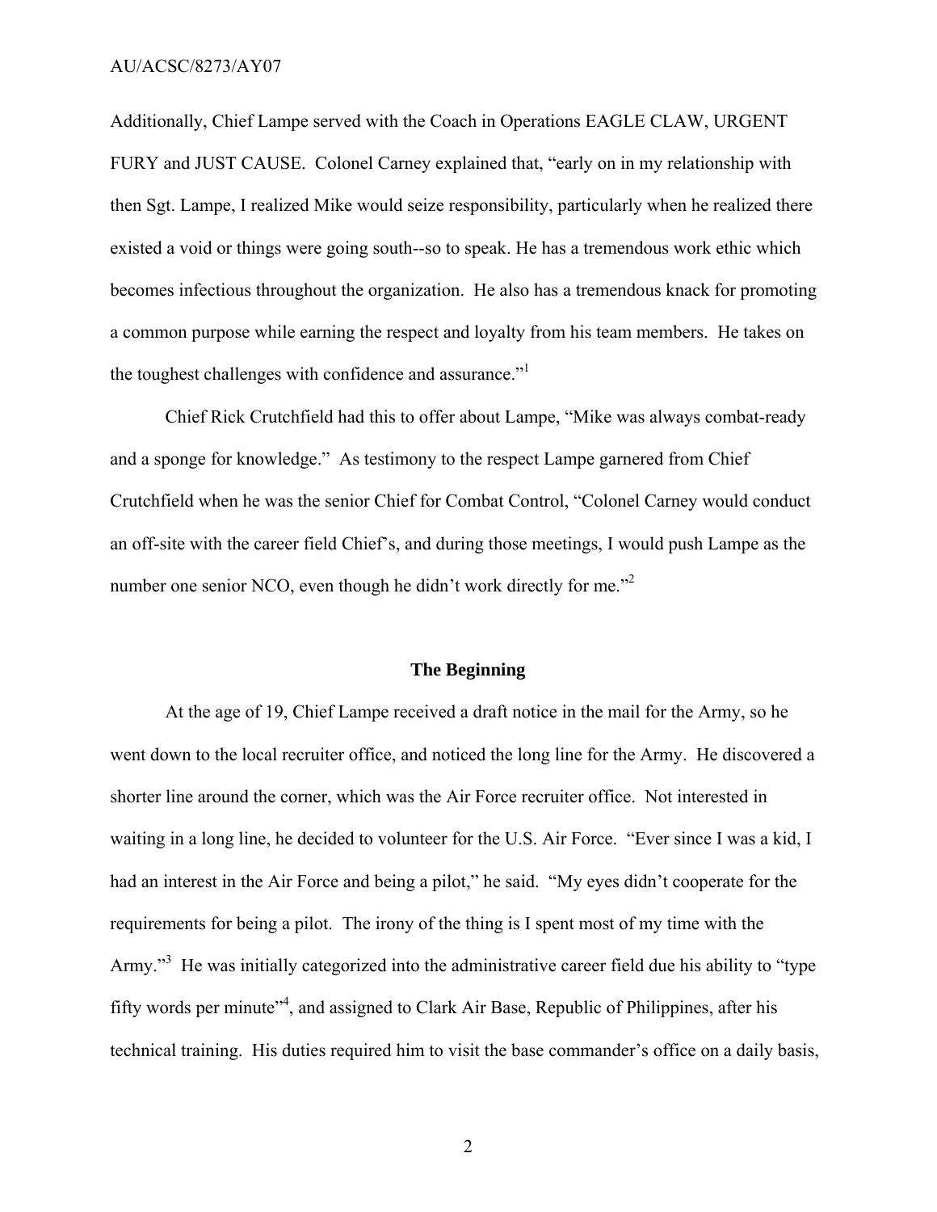Additionally, Chief Lampe served with the Coach in Operations EAGLE CLAW, URGENT FURY and JUST CAUSE. Colonel Carney explained that, "early on in my relationship with then Sgt. Lampe, I realized Mike would seize responsibility, particularly when he realized there existed a void or things were going south--so to speak. He has a tremendous work ethic which becomes infectious throughout the organization. He also has a tremendous knack for promoting a common purpose while earning the respect and loyalty from his team members. He takes on the toughest challenges with confidence and assurance."[1]

Chief Rick Crutchfield had this to offer about Lampe, "Mike was always combat-ready and a sponge for knowledge." As testimony to the respect Lampe garnered from Chief Crutchfield when he was the senior Chief for Combat Control, "Colonel Carney would conduct an off-site with the career field Chief's, and during those meetings, I would push Lampe as the number one senior NCO, even though he didn't work directly for me."[2]

## The Beginning

At the age of 19, Chief Lampe received a draft notice in the mail for the Army, so he went down to the local recruiter office, and noticed the long line for the Army. He discovered a shorter line around the corner, which was the Air Force recruiter office. Not interested in waiting in a long line, he decided to volunteer for the U.S. Air Force. "Ever since I was a kid, I had an interest in the Air Force and being a pilot," he said. "My eyes didn't cooperate for the requirements for being a pilot. The irony of the thing is I spent most of my time with the Army."[3] He was initially categorized into the administrative career field due his ability to "type fifty words per minute"[4], and assigned to Clark Air Base, Republic of Philippines, after his technical training. His duties required him to visit the base commander's office on a daily basis,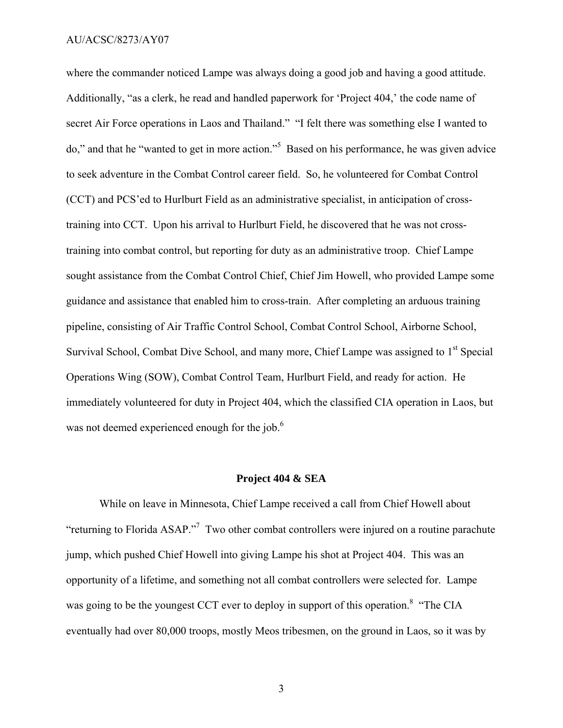where the commander noticed Lampe was always doing a good job and having a good attitude. Additionally, "as a clerk, he read and handled paperwork for 'Project 404,' the code name of secret Air Force operations in Laos and Thailand." "I felt there was something else I wanted to do," and that he "wanted to get in more action."[5] Based on his performance, he was given advice to seek adventure in the Combat Control career field. So, he volunteered for Combat Control (CCT) and PCS'ed to Hurlburt Field as an administrative specialist, in anticipation of cross-training into CCT. Upon his arrival to Hurlburt Field, he discovered that he was not cross-training into combat control, but reporting for duty as an administrative troop. Chief Lampe sought assistance from the Combat Control Chief, Chief Jim Howell, who provided Lampe some guidance and assistance that enabled him to cross-train. After completing an arduous training pipeline, consisting of Air Traffic Control School, Combat Control School, Airborne School, Survival School, Combat Dive School, and many more, Chief Lampe was assigned to 1st Special Operations Wing (SOW), Combat Control Team, Hurlburt Field, and ready for action. He immediately volunteered for duty in Project 404, which the classified CIA operation in Laos, but was not deemed experienced enough for the job.[6]

## Project 404 & SEA

While on leave in Minnesota, Chief Lampe received a call from Chief Howell about "returning to Florida ASAP."[7] Two other combat controllers were injured on a routine parachute jump, which pushed Chief Howell into giving Lampe his shot at Project 404. This was an opportunity of a lifetime, and something not all combat controllers were selected for. Lampe was going to be the youngest CCT ever to deploy in support of this operation.[8] "The CIA eventually had over 80,000 troops, mostly Meos tribesmen, on the ground in Laos, so it was by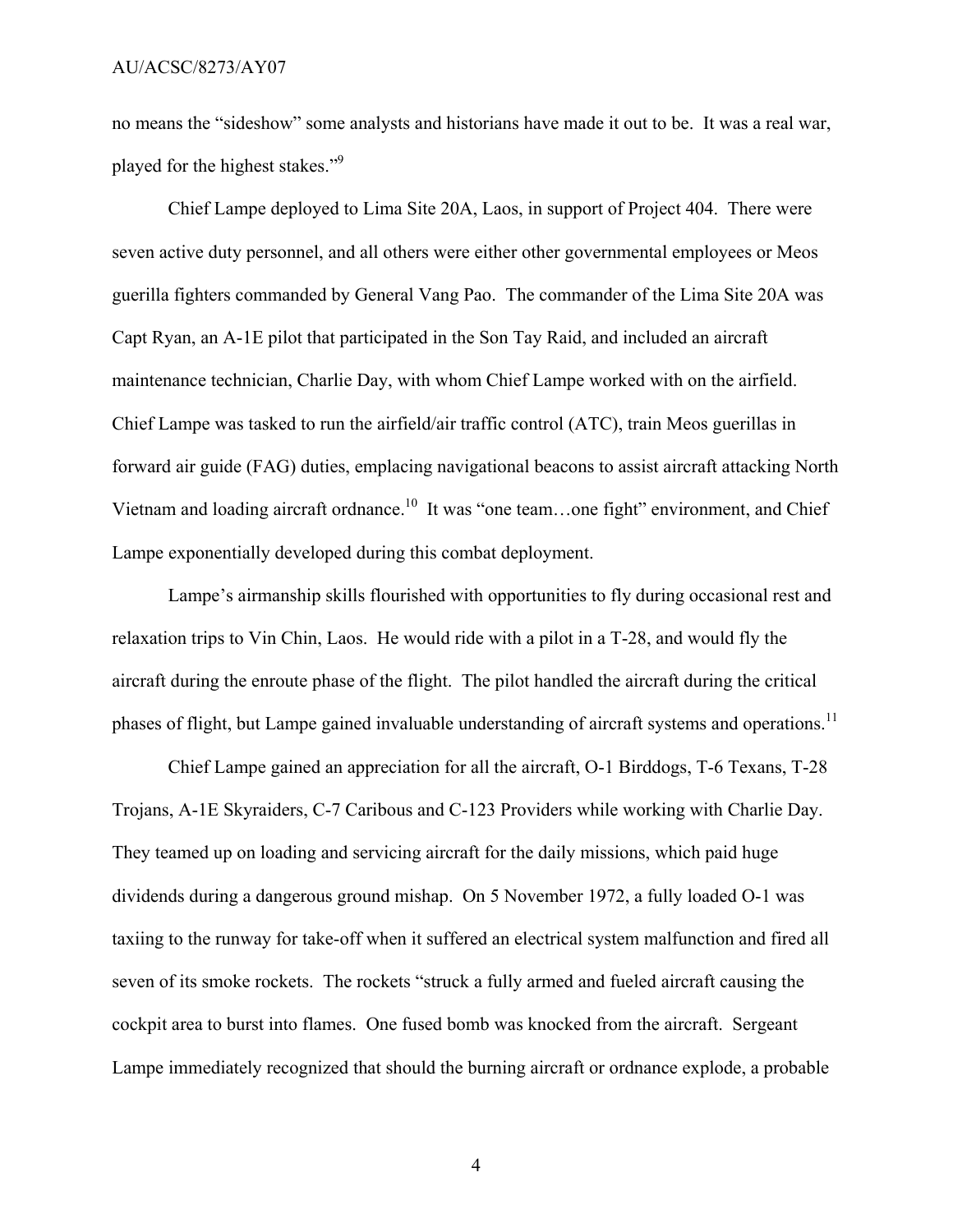no means the "sideshow" some analysts and historians have made it out to be. It was a real war, played for the highest stakes."[9]

Chief Lampe deployed to Lima Site 20A, Laos, in support of Project 404. There were seven active duty personnel, and all others were either other governmental employees or Meos guerilla fighters commanded by General Vang Pao. The commander of the Lima Site 20A was Capt Ryan, an A-1E pilot that participated in the Son Tay Raid, and included an aircraft maintenance technician, Charlie Day, with whom Chief Lampe worked with on the airfield. Chief Lampe was tasked to run the airfield/air traffic control (ATC), train Meos guerillas in forward air guide (FAG) duties, emplacing navigational beacons to assist aircraft attacking North Vietnam and loading aircraft ordnance.[10] It was "one team…one fight" environment, and Chief Lampe exponentially developed during this combat deployment.

Lampe's airmanship skills flourished with opportunities to fly during occasional rest and relaxation trips to Vin Chin, Laos. He would ride with a pilot in a T-28, and would fly the aircraft during the enroute phase of the flight. The pilot handled the aircraft during the critical phases of flight, but Lampe gained invaluable understanding of aircraft systems and operations.[11]

Chief Lampe gained an appreciation for all the aircraft, O-1 Birddogs, T-6 Texans, T-28 Trojans, A-1E Skyraiders, C-7 Caribous and C-123 Providers while working with Charlie Day. They teamed up on loading and servicing aircraft for the daily missions, which paid huge dividends during a dangerous ground mishap. On 5 November 1972, a fully loaded O-1 was taxiing to the runway for take-off when it suffered an electrical system malfunction and fired all seven of its smoke rockets. The rockets "struck a fully armed and fueled aircraft causing the cockpit area to burst into flames. One fused bomb was knocked from the aircraft. Sergeant Lampe immediately recognized that should the burning aircraft or ordnance explode, a probable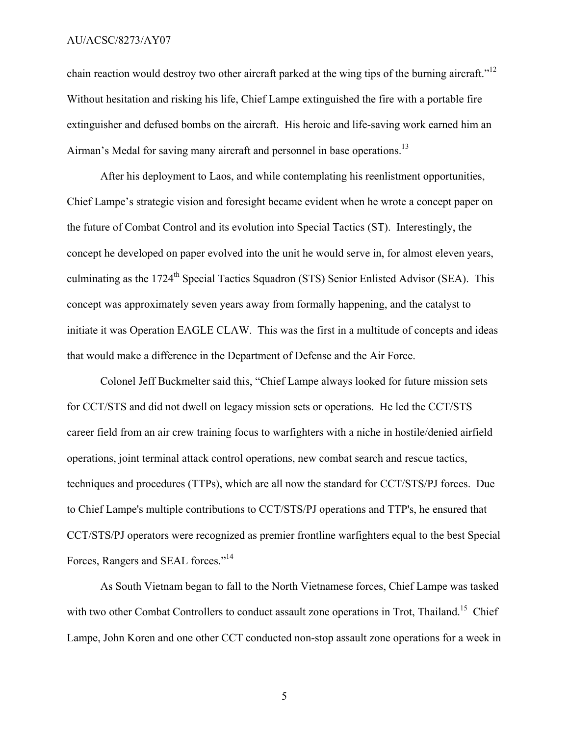chain reaction would destroy two other aircraft parked at the wing tips of the burning aircraft."[12] Without hesitation and risking his life, Chief Lampe extinguished the fire with a portable fire extinguisher and defused bombs on the aircraft. His heroic and life-saving work earned him an Airman's Medal for saving many aircraft and personnel in base operations.[13]

After his deployment to Laos, and while contemplating his reenlistment opportunities, Chief Lampe's strategic vision and foresight became evident when he wrote a concept paper on the future of Combat Control and its evolution into Special Tactics (ST). Interestingly, the concept he developed on paper evolved into the unit he would serve in, for almost eleven years, culminating as the 1724th Special Tactics Squadron (STS) Senior Enlisted Advisor (SEA). This concept was approximately seven years away from formally happening, and the catalyst to initiate it was Operation EAGLE CLAW. This was the first in a multitude of concepts and ideas that would make a difference in the Department of Defense and the Air Force.

Colonel Jeff Buckmelter said this, "Chief Lampe always looked for future mission sets for CCT/STS and did not dwell on legacy mission sets or operations. He led the CCT/STS career field from an air crew training focus to warfighters with a niche in hostile/denied airfield operations, joint terminal attack control operations, new combat search and rescue tactics, techniques and procedures (TTPs), which are all now the standard for CCT/STS/PJ forces. Due to Chief Lampe's multiple contributions to CCT/STS/PJ operations and TTP's, he ensured that CCT/STS/PJ operators were recognized as premier frontline warfighters equal to the best Special Forces, Rangers and SEAL forces."[14]

As South Vietnam began to fall to the North Vietnamese forces, Chief Lampe was tasked with two other Combat Controllers to conduct assault zone operations in Trot, Thailand.[15] Chief Lampe, John Koren and one other CCT conducted non-stop assault zone operations for a week in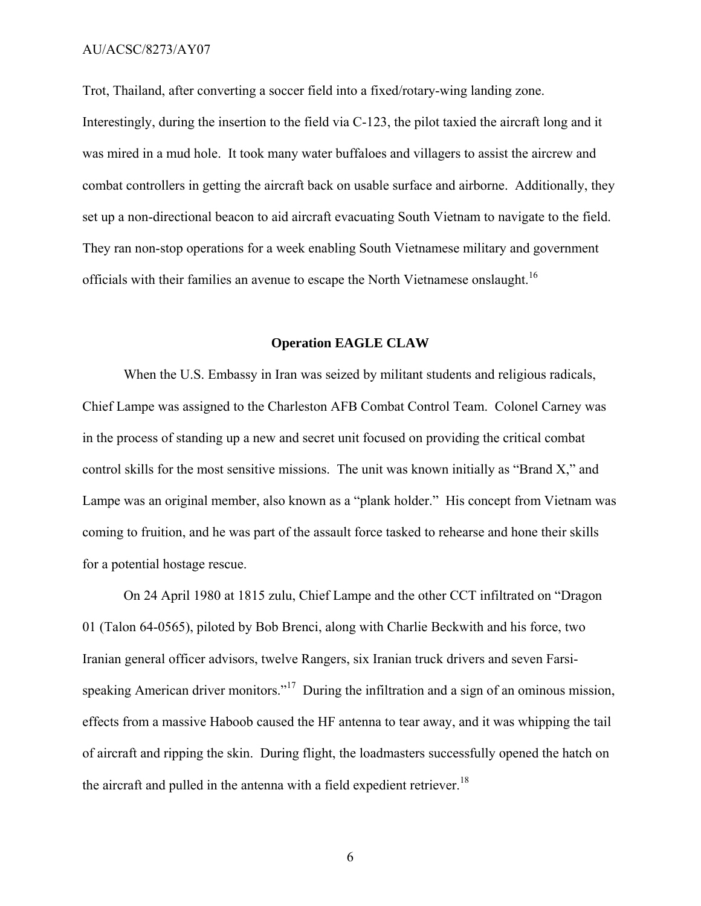Trot, Thailand, after converting a soccer field into a fixed/rotary-wing landing zone. Interestingly, during the insertion to the field via C-123, the pilot taxied the aircraft long and it was mired in a mud hole. It took many water buffaloes and villagers to assist the aircrew and combat controllers in getting the aircraft back on usable surface and airborne. Additionally, they set up a non-directional beacon to aid aircraft evacuating South Vietnam to navigate to the field. They ran non-stop operations for a week enabling South Vietnamese military and government officials with their families an avenue to escape the North Vietnamese onslaught.[16]

### Operation EAGLE CLAW

When the U.S. Embassy in Iran was seized by militant students and religious radicals, Chief Lampe was assigned to the Charleston AFB Combat Control Team. Colonel Carney was in the process of standing up a new and secret unit focused on providing the critical combat control skills for the most sensitive missions. The unit was known initially as "Brand X," and Lampe was an original member, also known as a "plank holder." His concept from Vietnam was coming to fruition, and he was part of the assault force tasked to rehearse and hone their skills for a potential hostage rescue.

On 24 April 1980 at 1815 zulu, Chief Lampe and the other CCT infiltrated on "Dragon 01 (Talon 64-0565), piloted by Bob Brenci, along with Charlie Beckwith and his force, two Iranian general officer advisors, twelve Rangers, six Iranian truck drivers and seven Farsi-speaking American driver monitors."[17] During the infiltration and a sign of an ominous mission, effects from a massive Haboob caused the HF antenna to tear away, and it was whipping the tail of aircraft and ripping the skin. During flight, the loadmasters successfully opened the hatch on the aircraft and pulled in the antenna with a field expedient retriever.[18]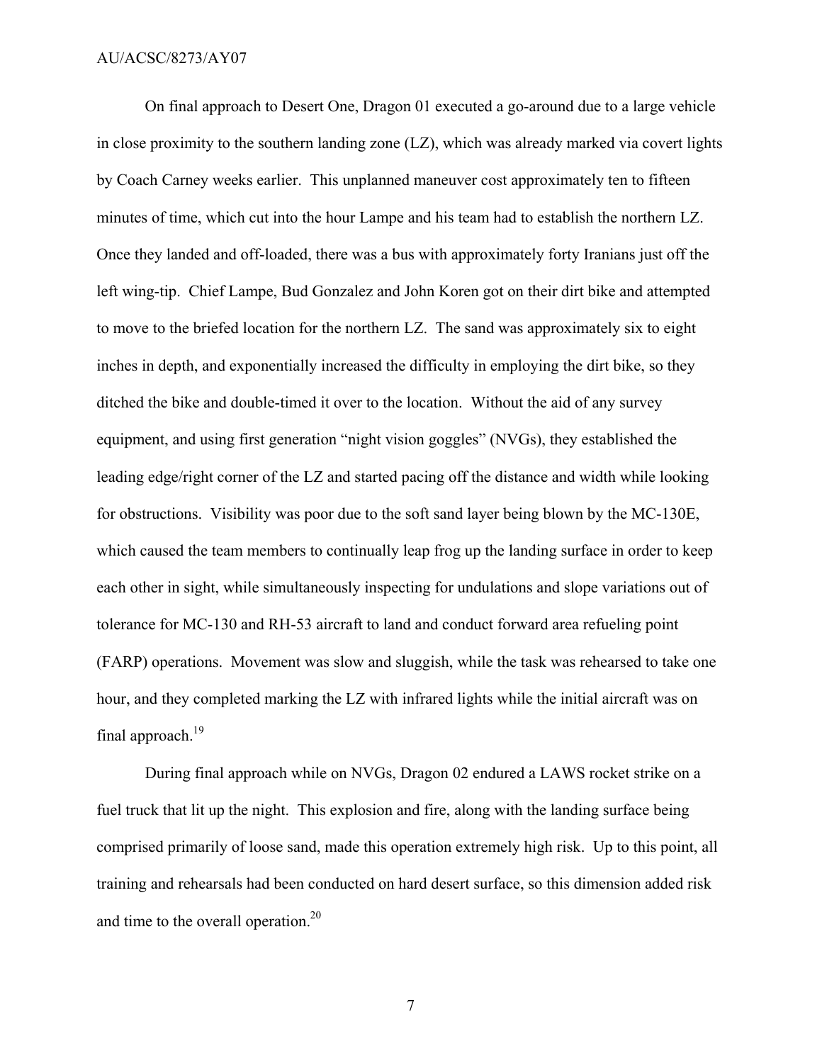On final approach to Desert One, Dragon 01 executed a go-around due to a large vehicle in close proximity to the southern landing zone (LZ), which was already marked via covert lights by Coach Carney weeks earlier. This unplanned maneuver cost approximately ten to fifteen minutes of time, which cut into the hour Lampe and his team had to establish the northern LZ. Once they landed and off-loaded, there was a bus with approximately forty Iranians just off the left wing-tip. Chief Lampe, Bud Gonzalez and John Koren got on their dirt bike and attempted to move to the briefed location for the northern LZ. The sand was approximately six to eight inches in depth, and exponentially increased the difficulty in employing the dirt bike, so they ditched the bike and double-timed it over to the location. Without the aid of any survey equipment, and using first generation "night vision goggles" (NVGs), they established the leading edge/right corner of the LZ and started pacing off the distance and width while looking for obstructions. Visibility was poor due to the soft sand layer being blown by the MC-130E, which caused the team members to continually leap frog up the landing surface in order to keep each other in sight, while simultaneously inspecting for undulations and slope variations out of tolerance for MC-130 and RH-53 aircraft to land and conduct forward area refueling point (FARP) operations. Movement was slow and sluggish, while the task was rehearsed to take one hour, and they completed marking the LZ with infrared lights while the initial aircraft was on final approach.[19]

During final approach while on NVGs, Dragon 02 endured a LAWS rocket strike on a fuel truck that lit up the night. This explosion and fire, along with the landing surface being comprised primarily of loose sand, made this operation extremely high risk. Up to this point, all training and rehearsals had been conducted on hard desert surface, so this dimension added risk and time to the overall operation.[20]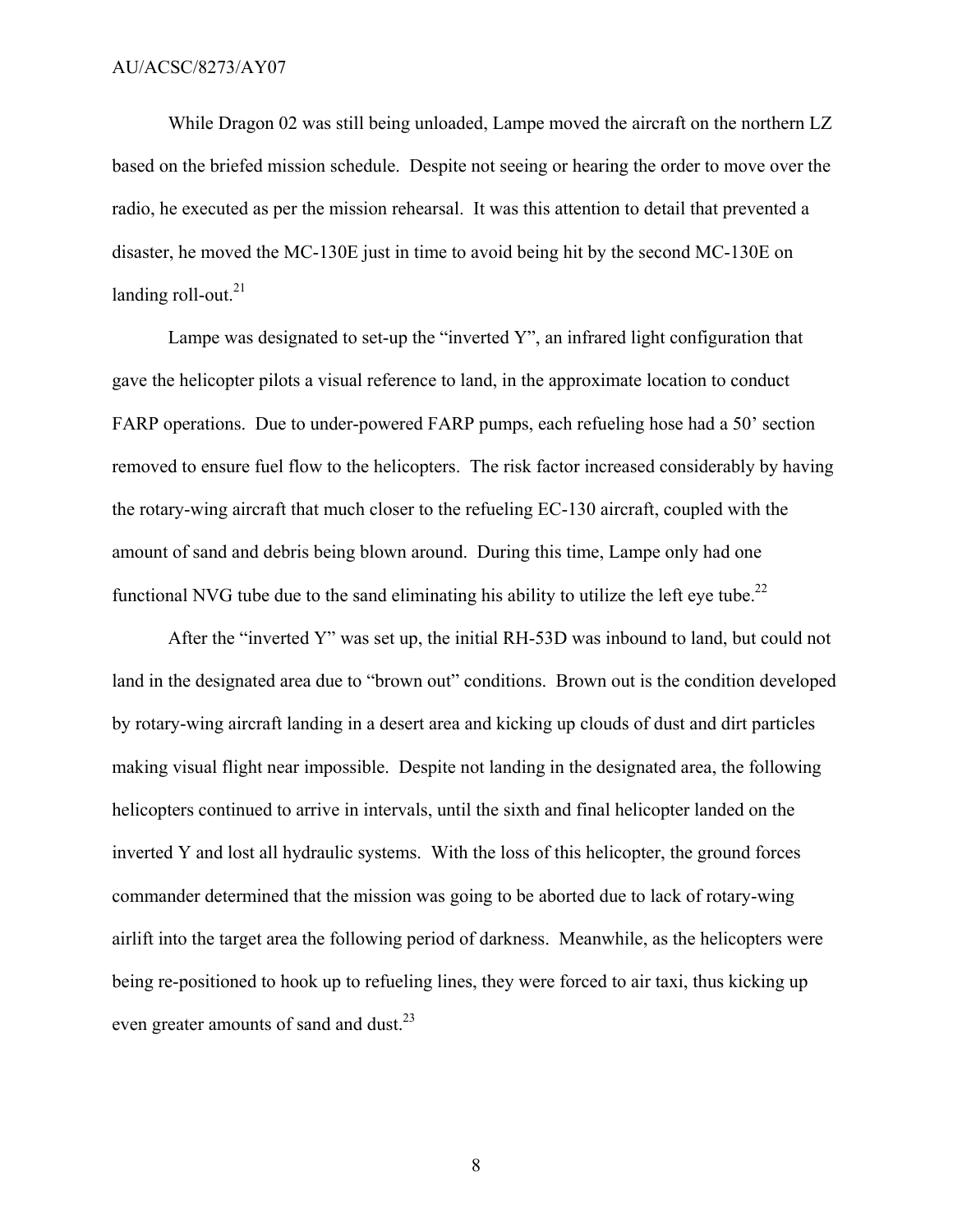While Dragon 02 was still being unloaded, Lampe moved the aircraft on the northern LZ based on the briefed mission schedule. Despite not seeing or hearing the order to move over the radio, he executed as per the mission rehearsal. It was this attention to detail that prevented a disaster, he moved the MC-130E just in time to avoid being hit by the second MC-130E on landing roll-out.[21]

Lampe was designated to set-up the "inverted Y", an infrared light configuration that gave the helicopter pilots a visual reference to land, in the approximate location to conduct FARP operations. Due to under-powered FARP pumps, each refueling hose had a 50' section removed to ensure fuel flow to the helicopters. The risk factor increased considerably by having the rotary-wing aircraft that much closer to the refueling EC-130 aircraft, coupled with the amount of sand and debris being blown around. During this time, Lampe only had one functional NVG tube due to the sand eliminating his ability to utilize the left eye tube.[22]

After the "inverted Y" was set up, the initial RH-53D was inbound to land, but could not land in the designated area due to "brown out" conditions. Brown out is the condition developed by rotary-wing aircraft landing in a desert area and kicking up clouds of dust and dirt particles making visual flight near impossible. Despite not landing in the designated area, the following helicopters continued to arrive in intervals, until the sixth and final helicopter landed on the inverted Y and lost all hydraulic systems. With the loss of this helicopter, the ground forces commander determined that the mission was going to be aborted due to lack of rotary-wing airlift into the target area the following period of darkness. Meanwhile, as the helicopters were being re-positioned to hook up to refueling lines, they were forced to air taxi, thus kicking up even greater amounts of sand and dust.[23]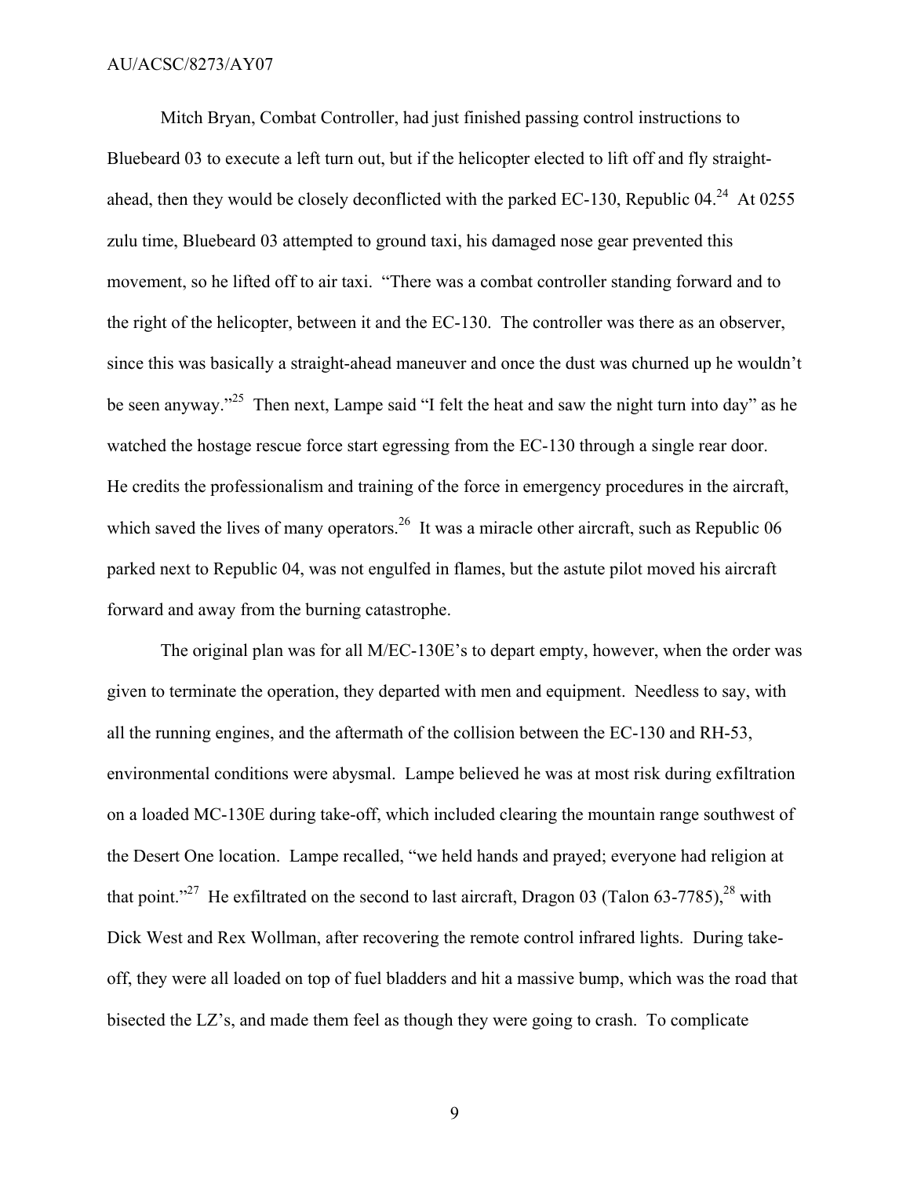Mitch Bryan, Combat Controller, had just finished passing control instructions to Bluebeard 03 to execute a left turn out, but if the helicopter elected to lift off and fly straight-ahead, then they would be closely deconflicted with the parked EC-130, Republic 04.[24] At 0255 zulu time, Bluebeard 03 attempted to ground taxi, his damaged nose gear prevented this movement, so he lifted off to air taxi. "There was a combat controller standing forward and to the right of the helicopter, between it and the EC-130. The controller was there as an observer, since this was basically a straight-ahead maneuver and once the dust was churned up he wouldn't be seen anyway."[25] Then next, Lampe said "I felt the heat and saw the night turn into day" as he watched the hostage rescue force start egressing from the EC-130 through a single rear door. He credits the professionalism and training of the force in emergency procedures in the aircraft, which saved the lives of many operators.[26] It was a miracle other aircraft, such as Republic 06 parked next to Republic 04, was not engulfed in flames, but the astute pilot moved his aircraft forward and away from the burning catastrophe.

The original plan was for all M/EC-130E's to depart empty, however, when the order was given to terminate the operation, they departed with men and equipment. Needless to say, with all the running engines, and the aftermath of the collision between the EC-130 and RH-53, environmental conditions were abysmal. Lampe believed he was at most risk during exfiltration on a loaded MC-130E during take-off, which included clearing the mountain range southwest of the Desert One location. Lampe recalled, "we held hands and prayed; everyone had religion at that point."[27] He exfiltrated on the second to last aircraft, Dragon 03 (Talon 63-7785),[28] with Dick West and Rex Wollman, after recovering the remote control infrared lights. During take-off, they were all loaded on top of fuel bladders and hit a massive bump, which was the road that bisected the LZ's, and made them feel as though they were going to crash. To complicate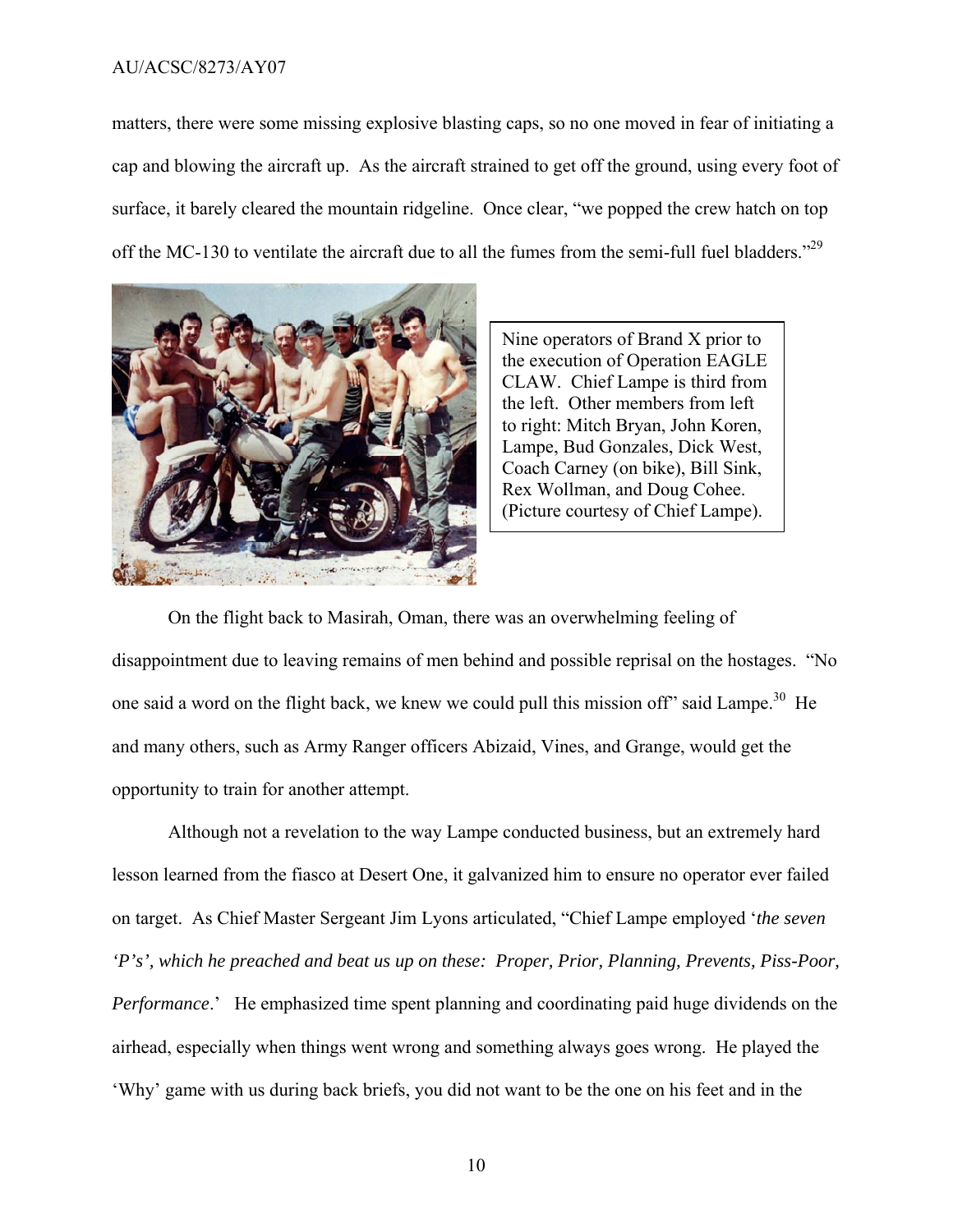matters, there were some missing explosive blasting caps, so no one moved in fear of initiating a cap and blowing the aircraft up. As the aircraft strained to get off the ground, using every foot of surface, it barely cleared the mountain ridgeline. Once clear, "we popped the crew hatch on top off the MC-130 to ventilate the aircraft due to all the fumes from the semi-full fuel bladders."[29]

Nine operators of Brand X prior to the execution of Operation EAGLE CLAW. Chief Lampe is third from the left. Other members from left to right: Mitch Bryan, John Koren, Lampe, Bud Gonzales, Dick West, Coach Carney (on bike), Bill Sink, Rex Wollman, and Doug Cohee. (Picture courtesy of Chief Lampe).

On the flight back to Masirah, Oman, there was an overwhelming feeling of disappointment due to leaving remains of men behind and possible reprisal on the hostages. "No one said a word on the flight back, we knew we could pull this mission off" said Lampe.[30] He and many others, such as Army Ranger officers Abizaid, Vines, and Grange, would get the opportunity to train for another attempt.

Although not a revelation to the way Lampe conducted business, but an extremely hard lesson learned from the fiasco at Desert One, it galvanized him to ensure no operator ever failed on target. As Chief Master Sergeant Jim Lyons articulated, "Chief Lampe employed '*the seven 'P's', which he preached and beat us up on these: Proper, Prior, Planning, Prevents, Piss-Poor, Performance*.' He emphasized time spent planning and coordinating paid huge dividends on the airhead, especially when things went wrong and something always goes wrong. He played the 'Why' game with us during back briefs, you did not want to be the one on his feet and in the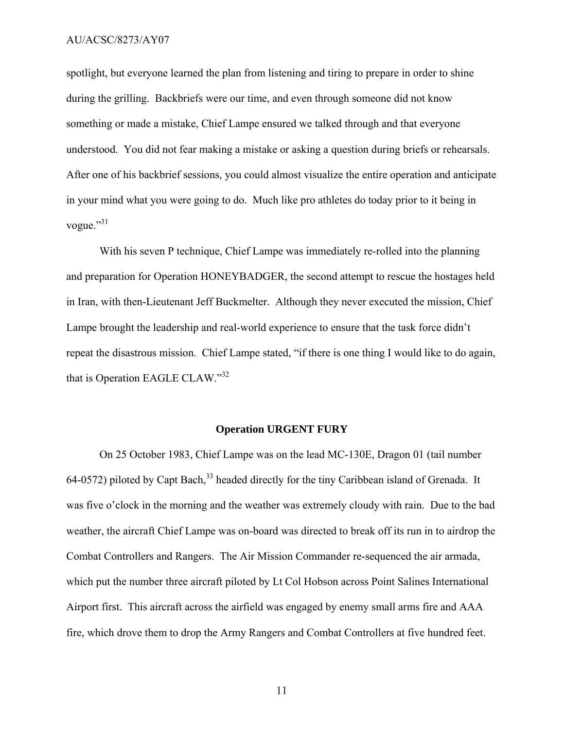spotlight, but everyone learned the plan from listening and tiring to prepare in order to shine during the grilling. Backbriefs were our time, and even through someone did not know something or made a mistake, Chief Lampe ensured we talked through and that everyone understood. You did not fear making a mistake or asking a question during briefs or rehearsals. After one of his backbrief sessions, you could almost visualize the entire operation and anticipate in your mind what you were going to do. Much like pro athletes do today prior to it being in vogue."[31]

With his seven P technique, Chief Lampe was immediately re-rolled into the planning and preparation for Operation HONEYBADGER, the second attempt to rescue the hostages held in Iran, with then-Lieutenant Jeff Buckmelter. Although they never executed the mission, Chief Lampe brought the leadership and real-world experience to ensure that the task force didn't repeat the disastrous mission. Chief Lampe stated, "if there is one thing I would like to do again, that is Operation EAGLE CLAW."[32]

## Operation URGENT FURY

On 25 October 1983, Chief Lampe was on the lead MC-130E, Dragon 01 (tail number 64-0572) piloted by Capt Bach,[33] headed directly for the tiny Caribbean island of Grenada. It was five o'clock in the morning and the weather was extremely cloudy with rain. Due to the bad weather, the aircraft Chief Lampe was on-board was directed to break off its run in to airdrop the Combat Controllers and Rangers. The Air Mission Commander re-sequenced the air armada, which put the number three aircraft piloted by Lt Col Hobson across Point Salines International Airport first. This aircraft across the airfield was engaged by enemy small arms fire and AAA fire, which drove them to drop the Army Rangers and Combat Controllers at five hundred feet.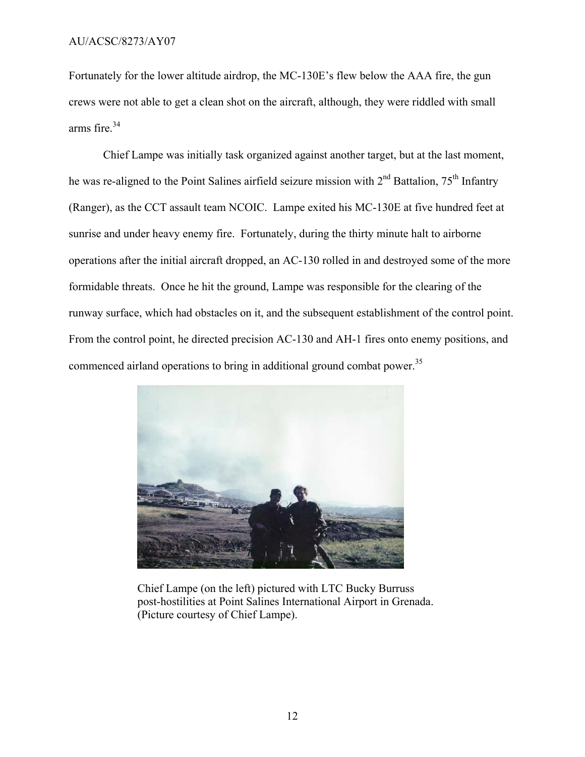Fortunately for the lower altitude airdrop, the MC-130E's flew below the AAA fire, the gun crews were not able to get a clean shot on the aircraft, although, they were riddled with small arms fire.[34]

Chief Lampe was initially task organized against another target, but at the last moment, he was re-aligned to the Point Salines airfield seizure mission with 2nd Battalion, 75th Infantry (Ranger), as the CCT assault team NCOIC. Lampe exited his MC-130E at five hundred feet at sunrise and under heavy enemy fire. Fortunately, during the thirty minute halt to airborne operations after the initial aircraft dropped, an AC-130 rolled in and destroyed some of the more formidable threats. Once he hit the ground, Lampe was responsible for the clearing of the runway surface, which had obstacles on it, and the subsequent establishment of the control point. From the control point, he directed precision AC-130 and AH-1 fires onto enemy positions, and commenced airland operations to bring in additional ground combat power.[35]

Chief Lampe (on the left) pictured with LTC Bucky Burruss post-hostilities at Point Salines International Airport in Grenada. (Picture courtesy of Chief Lampe).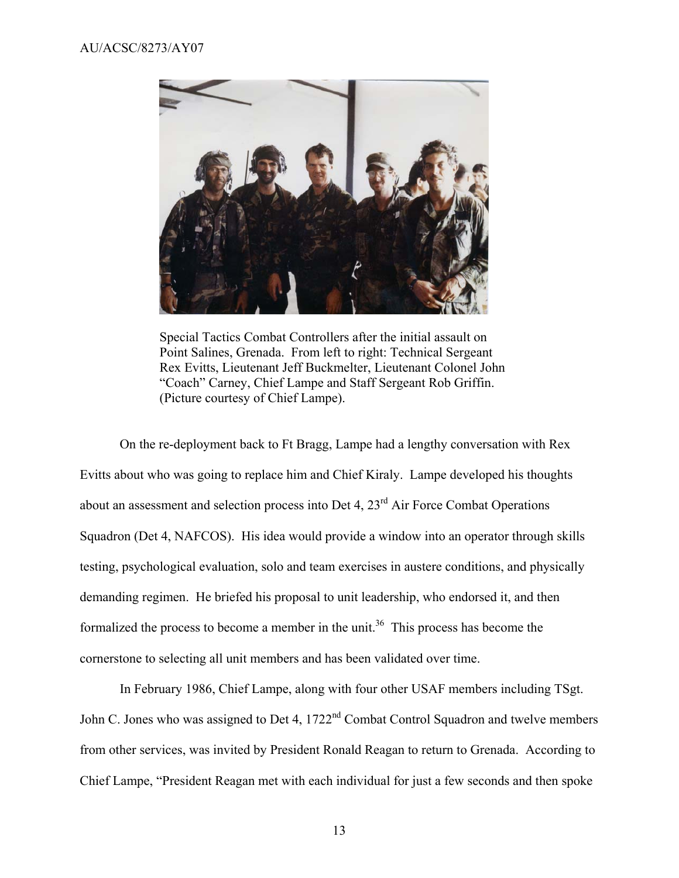Special Tactics Combat Controllers after the initial assault on Point Salines, Grenada. From left to right: Technical Sergeant Rex Evitts, Lieutenant Jeff Buckmelter, Lieutenant Colonel John "Coach" Carney, Chief Lampe and Staff Sergeant Rob Griffin. (Picture courtesy of Chief Lampe).

On the re-deployment back to Ft Bragg, Lampe had a lengthy conversation with Rex Evitts about who was going to replace him and Chief Kiraly. Lampe developed his thoughts about an assessment and selection process into Det 4, 23rd Air Force Combat Operations Squadron (Det 4, NAFCOS). His idea would provide a window into an operator through skills testing, psychological evaluation, solo and team exercises in austere conditions, and physically demanding regimen. He briefed his proposal to unit leadership, who endorsed it, and then formalized the process to become a member in the unit.[36] This process has become the cornerstone to selecting all unit members and has been validated over time.

In February 1986, Chief Lampe, along with four other USAF members including TSgt. John C. Jones who was assigned to Det 4, 1722nd Combat Control Squadron and twelve members from other services, was invited by President Ronald Reagan to return to Grenada. According to Chief Lampe, "President Reagan met with each individual for just a few seconds and then spoke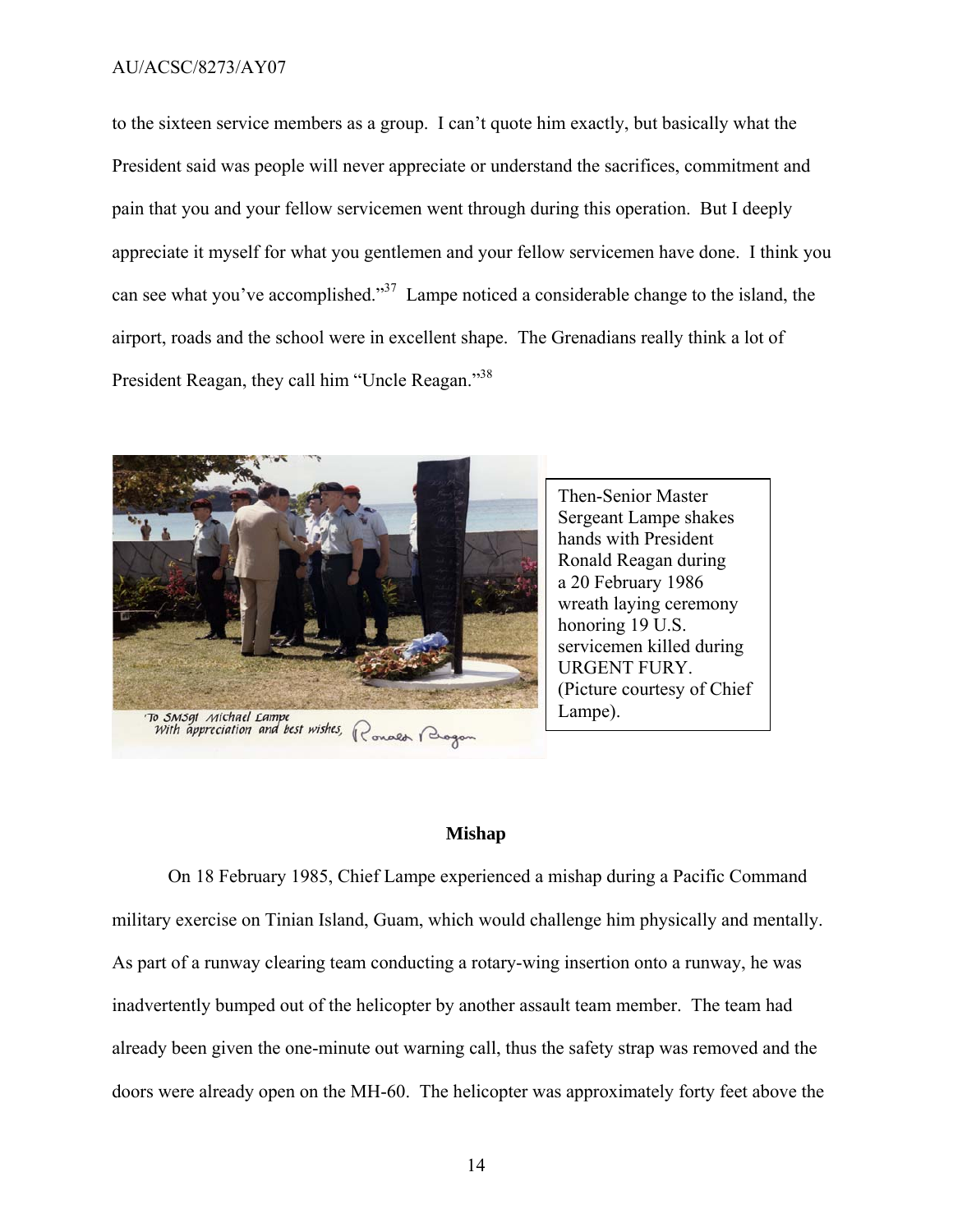to the sixteen service members as a group. I can't quote him exactly, but basically what the President said was people will never appreciate or understand the sacrifices, commitment and pain that you and your fellow servicemen went through during this operation. But I deeply appreciate it myself for what you gentlemen and your fellow servicemen have done. I think you can see what you've accomplished."[37] Lampe noticed a considerable change to the island, the airport, roads and the school were in excellent shape. The Grenadians really think a lot of President Reagan, they call him "Uncle Reagan."[38]

Then-Senior Master Sergeant Lampe shakes hands with President Ronald Reagan during a 20 February 1986 wreath laying ceremony honoring 19 U.S. servicemen killed during URGENT FURY. (Picture courtesy of Chief Lampe).

## Mishap

On 18 February 1985, Chief Lampe experienced a mishap during a Pacific Command military exercise on Tinian Island, Guam, which would challenge him physically and mentally. As part of a runway clearing team conducting a rotary-wing insertion onto a runway, he was inadvertently bumped out of the helicopter by another assault team member. The team had already been given the one-minute out warning call, thus the safety strap was removed and the doors were already open on the MH-60. The helicopter was approximately forty feet above the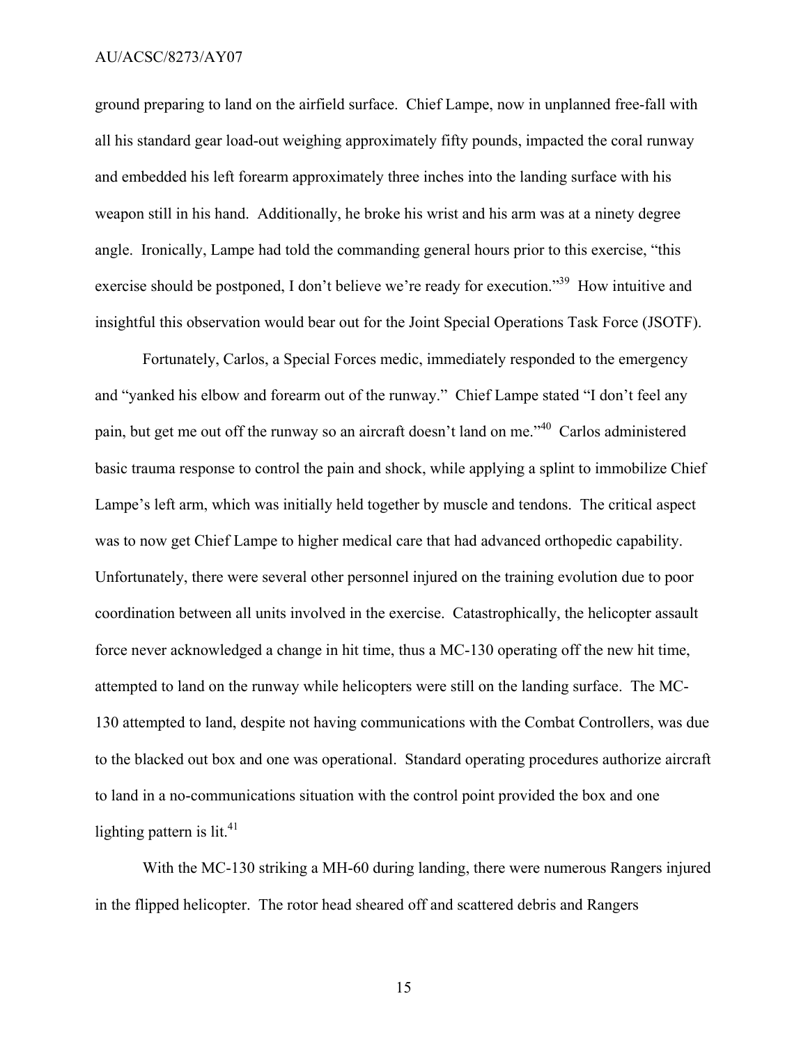ground preparing to land on the airfield surface. Chief Lampe, now in unplanned free-fall with all his standard gear load-out weighing approximately fifty pounds, impacted the coral runway and embedded his left forearm approximately three inches into the landing surface with his weapon still in his hand. Additionally, he broke his wrist and his arm was at a ninety degree angle. Ironically, Lampe had told the commanding general hours prior to this exercise, "this exercise should be postponed, I don't believe we're ready for execution."[39] How intuitive and insightful this observation would bear out for the Joint Special Operations Task Force (JSOTF).

Fortunately, Carlos, a Special Forces medic, immediately responded to the emergency and "yanked his elbow and forearm out of the runway." Chief Lampe stated "I don't feel any pain, but get me out off the runway so an aircraft doesn't land on me."[40] Carlos administered basic trauma response to control the pain and shock, while applying a splint to immobilize Chief Lampe's left arm, which was initially held together by muscle and tendons. The critical aspect was to now get Chief Lampe to higher medical care that had advanced orthopedic capability. Unfortunately, there were several other personnel injured on the training evolution due to poor coordination between all units involved in the exercise. Catastrophically, the helicopter assault force never acknowledged a change in hit time, thus a MC-130 operating off the new hit time, attempted to land on the runway while helicopters were still on the landing surface. The MC-130 attempted to land, despite not having communications with the Combat Controllers, was due to the blacked out box and one was operational. Standard operating procedures authorize aircraft to land in a no-communications situation with the control point provided the box and one lighting pattern is lit.[41]

With the MC-130 striking a MH-60 during landing, there were numerous Rangers injured in the flipped helicopter. The rotor head sheared off and scattered debris and Rangers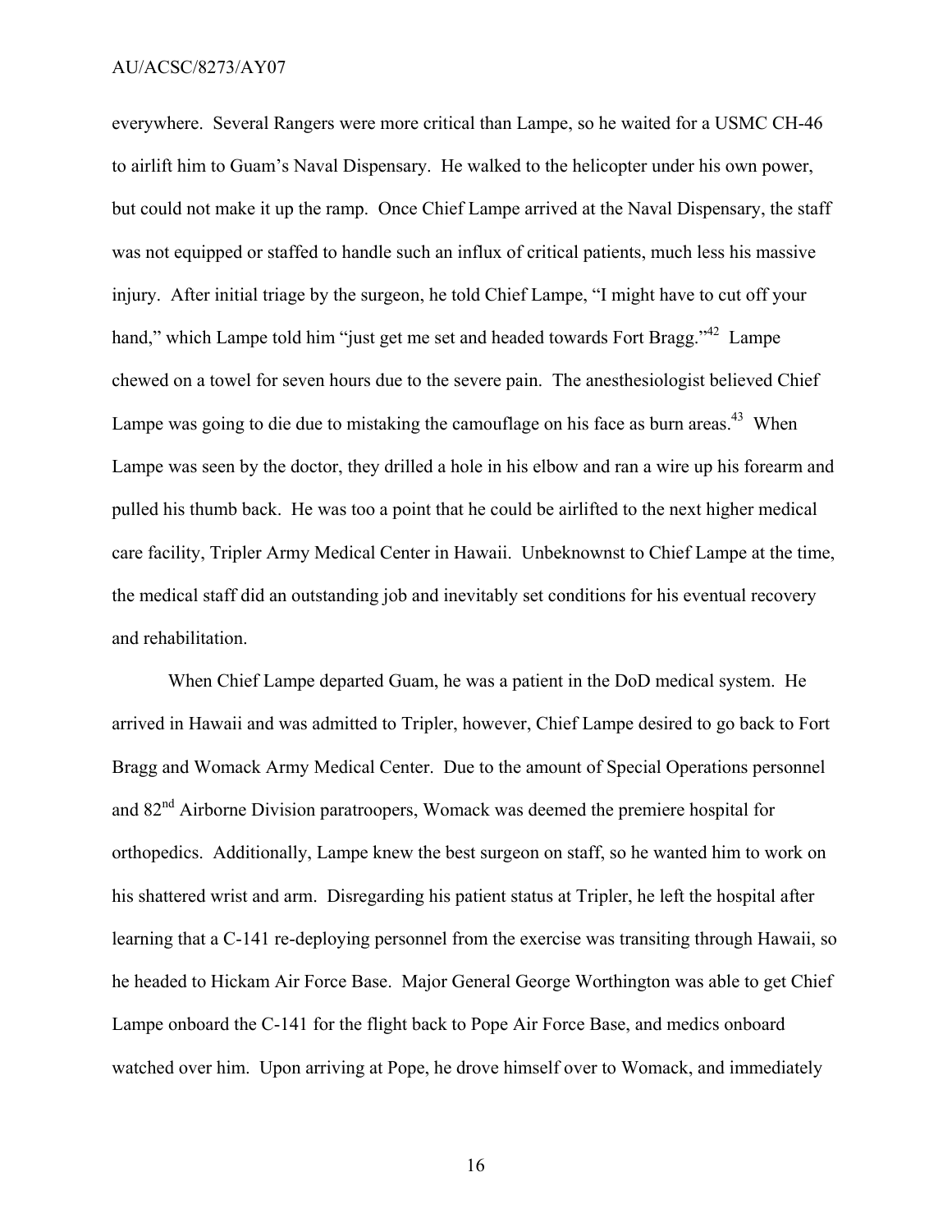everywhere. Several Rangers were more critical than Lampe, so he waited for a USMC CH-46 to airlift him to Guam's Naval Dispensary. He walked to the helicopter under his own power, but could not make it up the ramp. Once Chief Lampe arrived at the Naval Dispensary, the staff was not equipped or staffed to handle such an influx of critical patients, much less his massive injury. After initial triage by the surgeon, he told Chief Lampe, "I might have to cut off your hand," which Lampe told him "just get me set and headed towards Fort Bragg."[42] Lampe chewed on a towel for seven hours due to the severe pain. The anesthesiologist believed Chief Lampe was going to die due to mistaking the camouflage on his face as burn areas.[43] When Lampe was seen by the doctor, they drilled a hole in his elbow and ran a wire up his forearm and pulled his thumb back. He was too a point that he could be airlifted to the next higher medical care facility, Tripler Army Medical Center in Hawaii. Unbeknownst to Chief Lampe at the time, the medical staff did an outstanding job and inevitably set conditions for his eventual recovery and rehabilitation.

When Chief Lampe departed Guam, he was a patient in the DoD medical system. He arrived in Hawaii and was admitted to Tripler, however, Chief Lampe desired to go back to Fort Bragg and Womack Army Medical Center. Due to the amount of Special Operations personnel and 82nd Airborne Division paratroopers, Womack was deemed the premiere hospital for orthopedics. Additionally, Lampe knew the best surgeon on staff, so he wanted him to work on his shattered wrist and arm. Disregarding his patient status at Tripler, he left the hospital after learning that a C-141 re-deploying personnel from the exercise was transiting through Hawaii, so he headed to Hickam Air Force Base. Major General George Worthington was able to get Chief Lampe onboard the C-141 for the flight back to Pope Air Force Base, and medics onboard watched over him. Upon arriving at Pope, he drove himself over to Womack, and immediately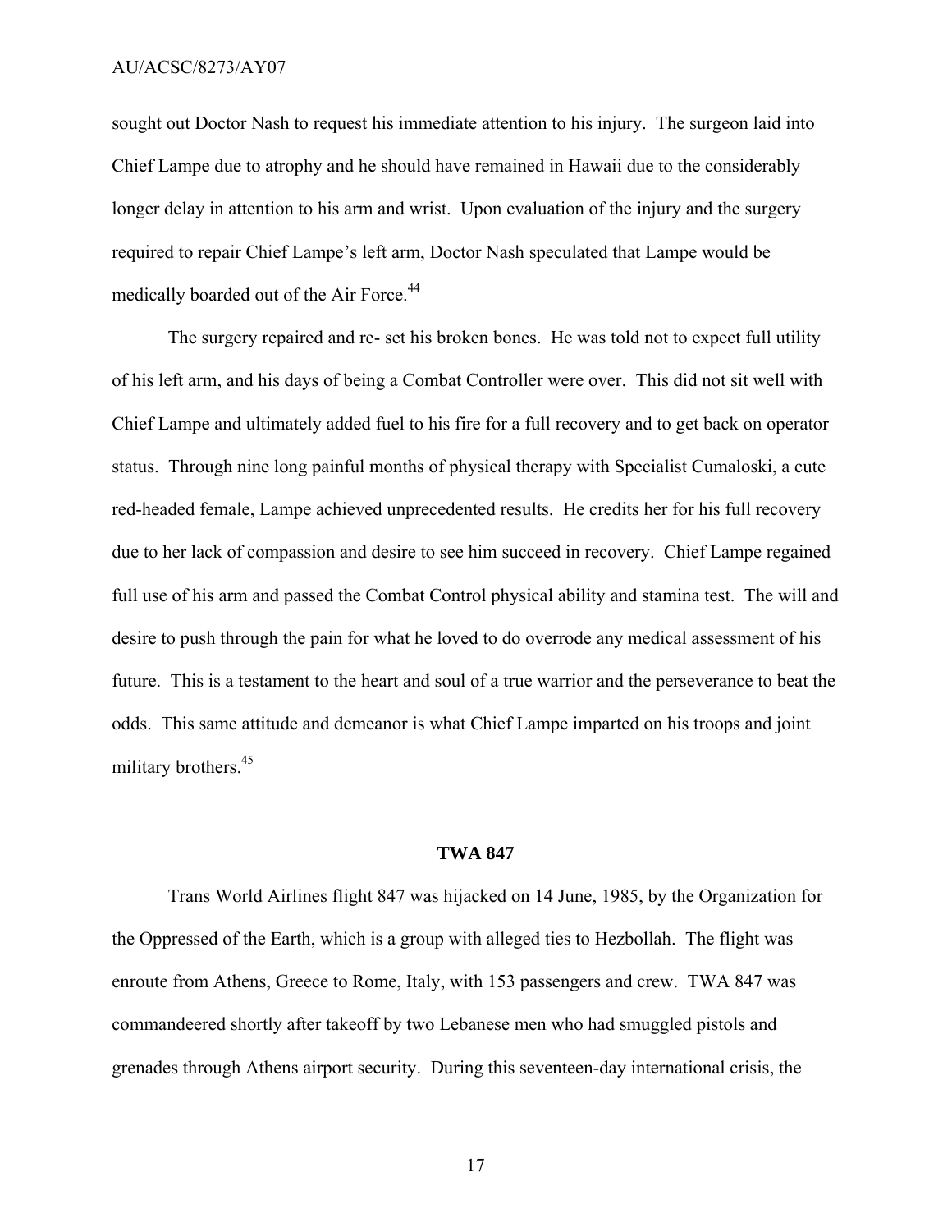sought out Doctor Nash to request his immediate attention to his injury. The surgeon laid into Chief Lampe due to atrophy and he should have remained in Hawaii due to the considerably longer delay in attention to his arm and wrist. Upon evaluation of the injury and the surgery required to repair Chief Lampe's left arm, Doctor Nash speculated that Lampe would be medically boarded out of the Air Force.[44]

The surgery repaired and re- set his broken bones. He was told not to expect full utility of his left arm, and his days of being a Combat Controller were over. This did not sit well with Chief Lampe and ultimately added fuel to his fire for a full recovery and to get back on operator status. Through nine long painful months of physical therapy with Specialist Cumaloski, a cute red-headed female, Lampe achieved unprecedented results. He credits her for his full recovery due to her lack of compassion and desire to see him succeed in recovery. Chief Lampe regained full use of his arm and passed the Combat Control physical ability and stamina test. The will and desire to push through the pain for what he loved to do overrode any medical assessment of his future. This is a testament to the heart and soul of a true warrior and the perseverance to beat the odds. This same attitude and demeanor is what Chief Lampe imparted on his troops and joint military brothers.[45]

## TWA 847

Trans World Airlines flight 847 was hijacked on 14 June, 1985, by the Organization for the Oppressed of the Earth, which is a group with alleged ties to Hezbollah. The flight was enroute from Athens, Greece to Rome, Italy, with 153 passengers and crew. TWA 847 was commandeered shortly after takeoff by two Lebanese men who had smuggled pistols and grenades through Athens airport security. During this seventeen-day international crisis, the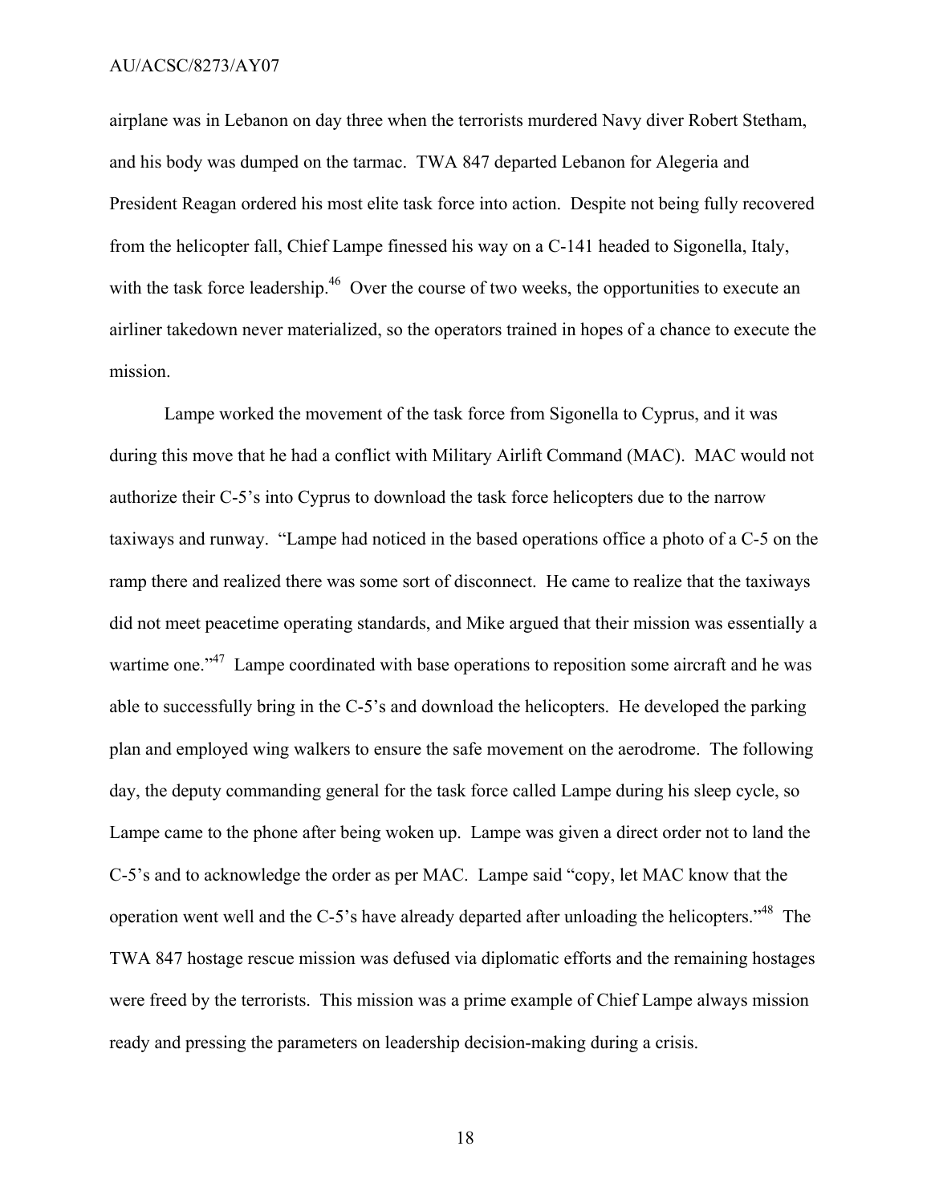airplane was in Lebanon on day three when the terrorists murdered Navy diver Robert Stetham, and his body was dumped on the tarmac. TWA 847 departed Lebanon for Alegeria and President Reagan ordered his most elite task force into action. Despite not being fully recovered from the helicopter fall, Chief Lampe finessed his way on a C-141 headed to Sigonella, Italy, with the task force leadership.[46] Over the course of two weeks, the opportunities to execute an airliner takedown never materialized, so the operators trained in hopes of a chance to execute the mission.

Lampe worked the movement of the task force from Sigonella to Cyprus, and it was during this move that he had a conflict with Military Airlift Command (MAC). MAC would not authorize their C-5's into Cyprus to download the task force helicopters due to the narrow taxiways and runway. "Lampe had noticed in the based operations office a photo of a C-5 on the ramp there and realized there was some sort of disconnect. He came to realize that the taxiways did not meet peacetime operating standards, and Mike argued that their mission was essentially a wartime one."[47] Lampe coordinated with base operations to reposition some aircraft and he was able to successfully bring in the C-5's and download the helicopters. He developed the parking plan and employed wing walkers to ensure the safe movement on the aerodrome. The following day, the deputy commanding general for the task force called Lampe during his sleep cycle, so Lampe came to the phone after being woken up. Lampe was given a direct order not to land the C-5's and to acknowledge the order as per MAC. Lampe said "copy, let MAC know that the operation went well and the C-5's have already departed after unloading the helicopters."[48] The TWA 847 hostage rescue mission was defused via diplomatic efforts and the remaining hostages were freed by the terrorists. This mission was a prime example of Chief Lampe always mission ready and pressing the parameters on leadership decision-making during a crisis.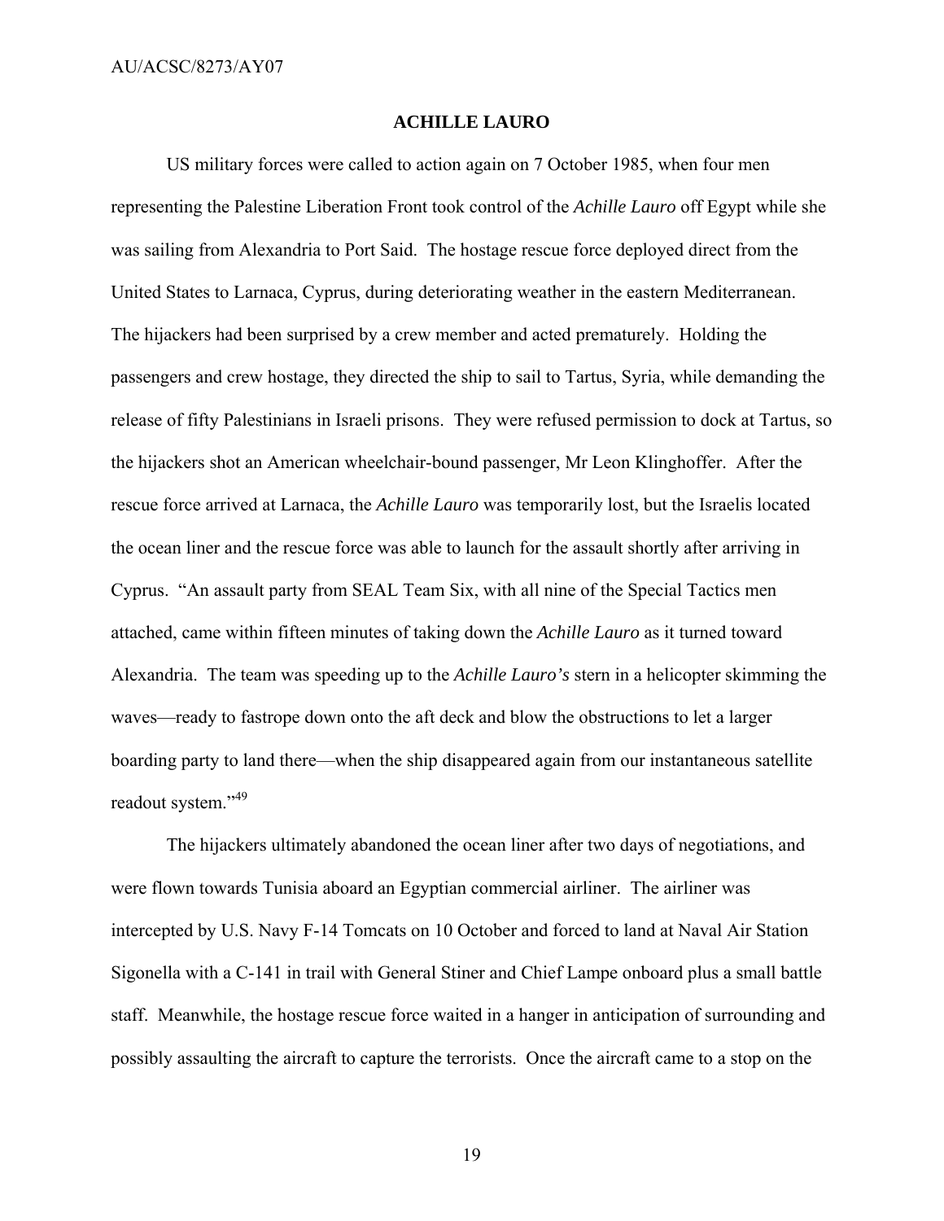## ACHILLE LAURO

US military forces were called to action again on 7 October 1985, when four men representing the Palestine Liberation Front took control of the *Achille Lauro* off Egypt while she was sailing from Alexandria to Port Said. The hostage rescue force deployed direct from the United States to Larnaca, Cyprus, during deteriorating weather in the eastern Mediterranean. The hijackers had been surprised by a crew member and acted prematurely. Holding the passengers and crew hostage, they directed the ship to sail to Tartus, Syria, while demanding the release of fifty Palestinians in Israeli prisons. They were refused permission to dock at Tartus, so the hijackers shot an American wheelchair-bound passenger, Mr Leon Klinghoffer. After the rescue force arrived at Larnaca, the *Achille Lauro* was temporarily lost, but the Israelis located the ocean liner and the rescue force was able to launch for the assault shortly after arriving in Cyprus. "An assault party from SEAL Team Six, with all nine of the Special Tactics men attached, came within fifteen minutes of taking down the *Achille Lauro* as it turned toward Alexandria. The team was speeding up to the *Achille Lauro's* stern in a helicopter skimming the waves—ready to fastrope down onto the aft deck and blow the obstructions to let a larger boarding party to land there—when the ship disappeared again from our instantaneous satellite readout system."[49]

The hijackers ultimately abandoned the ocean liner after two days of negotiations, and were flown towards Tunisia aboard an Egyptian commercial airliner. The airliner was intercepted by U.S. Navy F-14 Tomcats on 10 October and forced to land at Naval Air Station Sigonella with a C-141 in trail with General Stiner and Chief Lampe onboard plus a small battle staff. Meanwhile, the hostage rescue force waited in a hanger in anticipation of surrounding and possibly assaulting the aircraft to capture the terrorists. Once the aircraft came to a stop on the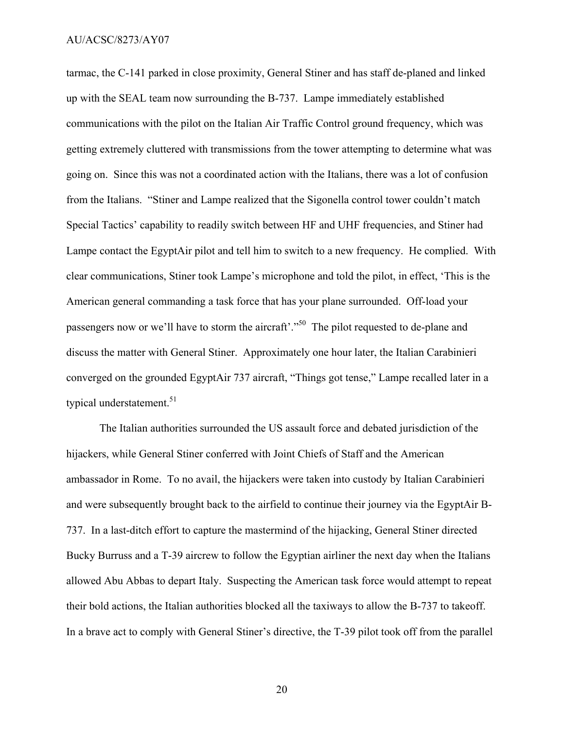tarmac, the C-141 parked in close proximity, General Stiner and has staff de-planed and linked up with the SEAL team now surrounding the B-737. Lampe immediately established communications with the pilot on the Italian Air Traffic Control ground frequency, which was getting extremely cluttered with transmissions from the tower attempting to determine what was going on. Since this was not a coordinated action with the Italians, there was a lot of confusion from the Italians. "Stiner and Lampe realized that the Sigonella control tower couldn't match Special Tactics' capability to readily switch between HF and UHF frequencies, and Stiner had Lampe contact the EgyptAir pilot and tell him to switch to a new frequency. He complied. With clear communications, Stiner took Lampe's microphone and told the pilot, in effect, 'This is the American general commanding a task force that has your plane surrounded. Off-load your passengers now or we'll have to storm the aircraft'."[50] The pilot requested to de-plane and discuss the matter with General Stiner. Approximately one hour later, the Italian Carabinieri converged on the grounded EgyptAir 737 aircraft, "Things got tense," Lampe recalled later in a typical understatement.[51]

The Italian authorities surrounded the US assault force and debated jurisdiction of the hijackers, while General Stiner conferred with Joint Chiefs of Staff and the American ambassador in Rome. To no avail, the hijackers were taken into custody by Italian Carabinieri and were subsequently brought back to the airfield to continue their journey via the EgyptAir B-737. In a last-ditch effort to capture the mastermind of the hijacking, General Stiner directed Bucky Burruss and a T-39 aircrew to follow the Egyptian airliner the next day when the Italians allowed Abu Abbas to depart Italy. Suspecting the American task force would attempt to repeat their bold actions, the Italian authorities blocked all the taxiways to allow the B-737 to takeoff. In a brave act to comply with General Stiner's directive, the T-39 pilot took off from the parallel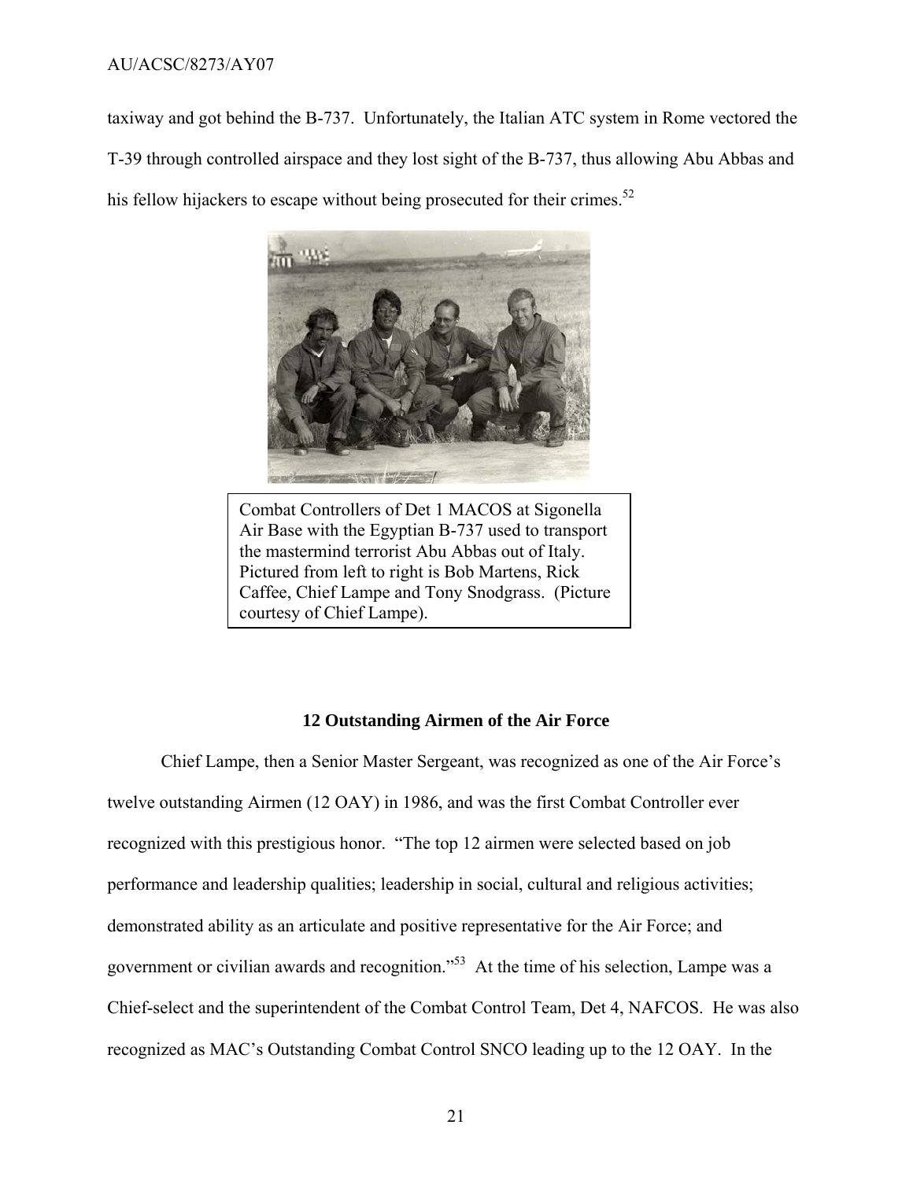taxiway and got behind the B-737. Unfortunately, the Italian ATC system in Rome vectored the T-39 through controlled airspace and they lost sight of the B-737, thus allowing Abu Abbas and his fellow hijackers to escape without being prosecuted for their crimes.[52]

Combat Controllers of Det 1 MACOS at Sigonella Air Base with the Egyptian B-737 used to transport the mastermind terrorist Abu Abbas out of Italy. Pictured from left to right is Bob Martens, Rick Caffee, Chief Lampe and Tony Snodgrass. (Picture courtesy of Chief Lampe).

### 12 Outstanding Airmen of the Air Force

Chief Lampe, then a Senior Master Sergeant, was recognized as one of the Air Force's twelve outstanding Airmen (12 OAY) in 1986, and was the first Combat Controller ever recognized with this prestigious honor. "The top 12 airmen were selected based on job performance and leadership qualities; leadership in social, cultural and religious activities; demonstrated ability as an articulate and positive representative for the Air Force; and government or civilian awards and recognition."[53] At the time of his selection, Lampe was a Chief-select and the superintendent of the Combat Control Team, Det 4, NAFCOS. He was also recognized as MAC's Outstanding Combat Control SNCO leading up to the 12 OAY. In the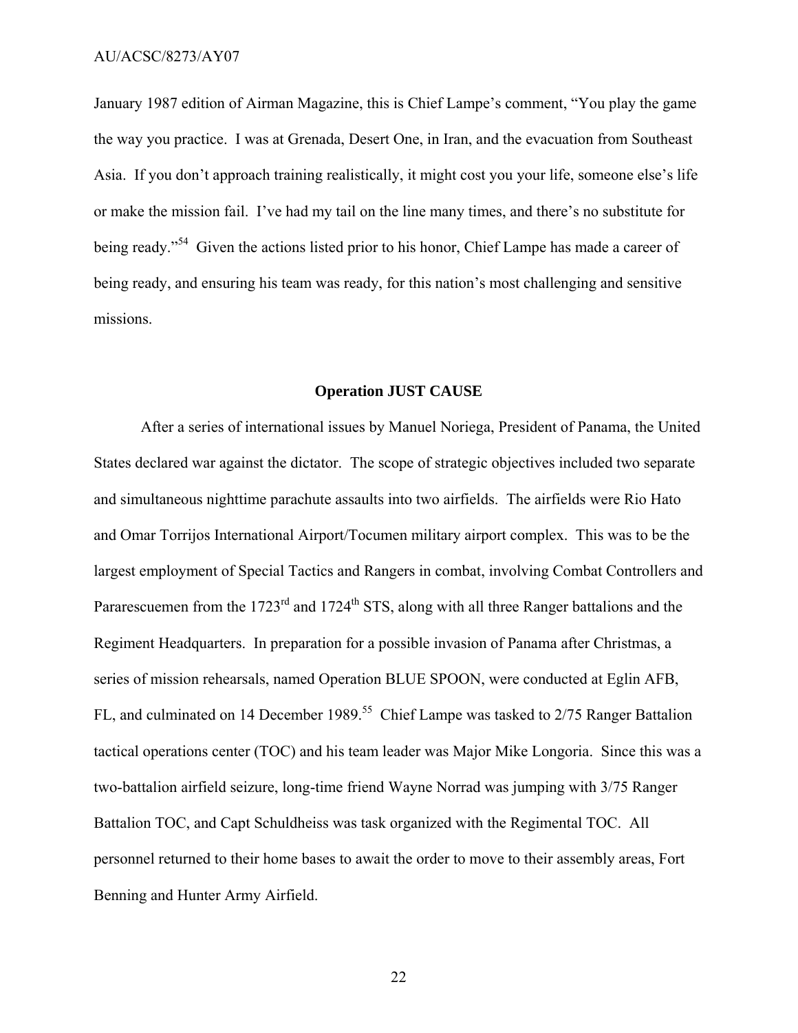January 1987 edition of Airman Magazine, this is Chief Lampe's comment, "You play the game the way you practice. I was at Grenada, Desert One, in Iran, and the evacuation from Southeast Asia. If you don't approach training realistically, it might cost you your life, someone else's life or make the mission fail. I've had my tail on the line many times, and there's no substitute for being ready."[54] Given the actions listed prior to his honor, Chief Lampe has made a career of being ready, and ensuring his team was ready, for this nation's most challenging and sensitive missions.

## Operation JUST CAUSE

After a series of international issues by Manuel Noriega, President of Panama, the United States declared war against the dictator. The scope of strategic objectives included two separate and simultaneous nighttime parachute assaults into two airfields. The airfields were Rio Hato and Omar Torrijos International Airport/Tocumen military airport complex. This was to be the largest employment of Special Tactics and Rangers in combat, involving Combat Controllers and Pararescuemen from the 1723rd and 1724th STS, along with all three Ranger battalions and the Regiment Headquarters. In preparation for a possible invasion of Panama after Christmas, a series of mission rehearsals, named Operation BLUE SPOON, were conducted at Eglin AFB, FL, and culminated on 14 December 1989.[55] Chief Lampe was tasked to 2/75 Ranger Battalion tactical operations center (TOC) and his team leader was Major Mike Longoria. Since this was a two-battalion airfield seizure, long-time friend Wayne Norrad was jumping with 3/75 Ranger Battalion TOC, and Capt Schuldheiss was task organized with the Regimental TOC. All personnel returned to their home bases to await the order to move to their assembly areas, Fort Benning and Hunter Army Airfield.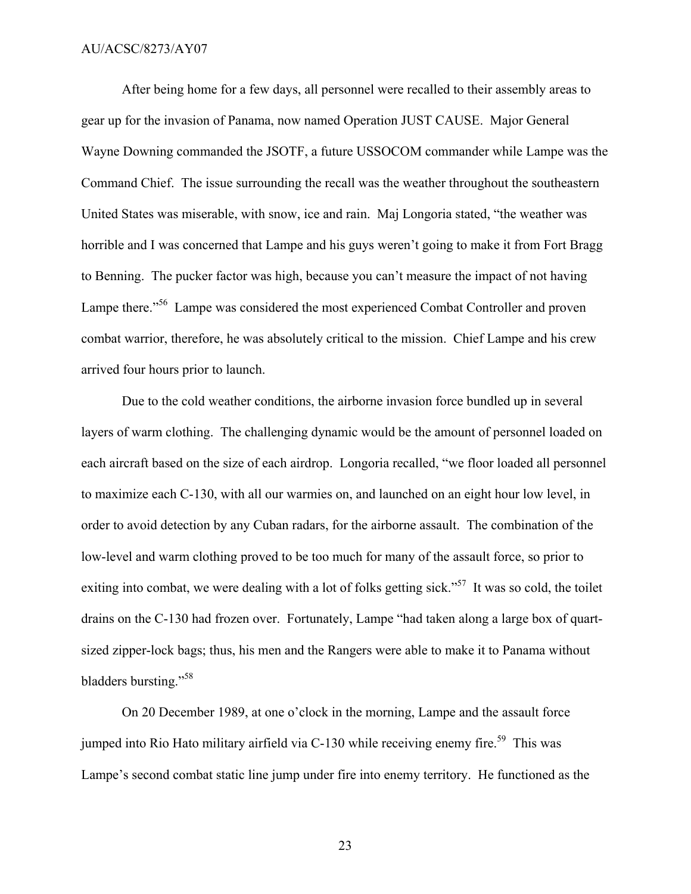After being home for a few days, all personnel were recalled to their assembly areas to gear up for the invasion of Panama, now named Operation JUST CAUSE. Major General Wayne Downing commanded the JSOTF, a future USSOCOM commander while Lampe was the Command Chief. The issue surrounding the recall was the weather throughout the southeastern United States was miserable, with snow, ice and rain. Maj Longoria stated, "the weather was horrible and I was concerned that Lampe and his guys weren't going to make it from Fort Bragg to Benning. The pucker factor was high, because you can't measure the impact of not having Lampe there."[56] Lampe was considered the most experienced Combat Controller and proven combat warrior, therefore, he was absolutely critical to the mission. Chief Lampe and his crew arrived four hours prior to launch.

Due to the cold weather conditions, the airborne invasion force bundled up in several layers of warm clothing. The challenging dynamic would be the amount of personnel loaded on each aircraft based on the size of each airdrop. Longoria recalled, "we floor loaded all personnel to maximize each C-130, with all our warmies on, and launched on an eight hour low level, in order to avoid detection by any Cuban radars, for the airborne assault. The combination of the low-level and warm clothing proved to be too much for many of the assault force, so prior to exiting into combat, we were dealing with a lot of folks getting sick."[57] It was so cold, the toilet drains on the C-130 had frozen over. Fortunately, Lampe "had taken along a large box of quart-sized zipper-lock bags; thus, his men and the Rangers were able to make it to Panama without bladders bursting."[58]

On 20 December 1989, at one o'clock in the morning, Lampe and the assault force jumped into Rio Hato military airfield via C-130 while receiving enemy fire.[59] This was Lampe's second combat static line jump under fire into enemy territory. He functioned as the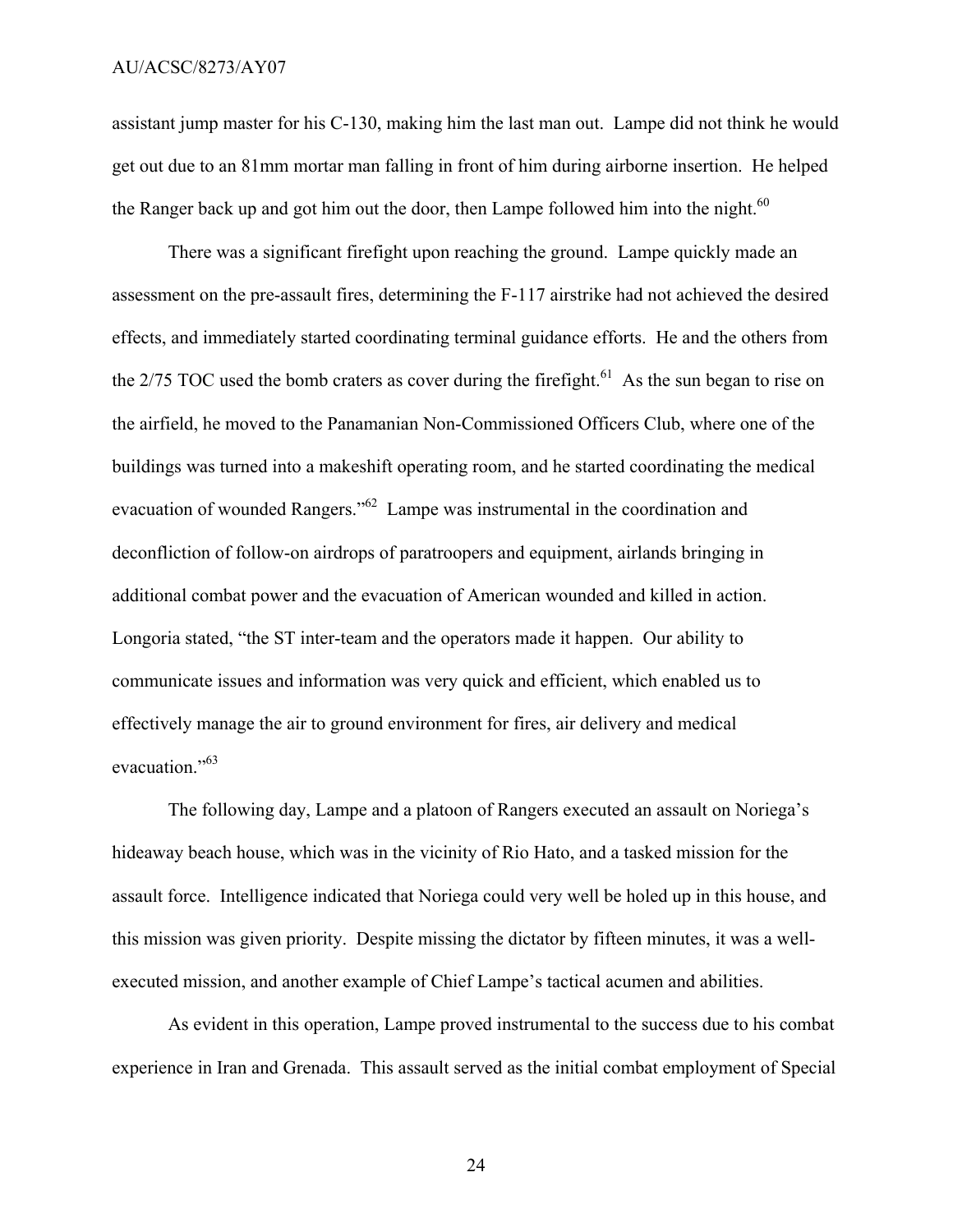assistant jump master for his C-130, making him the last man out. Lampe did not think he would get out due to an 81mm mortar man falling in front of him during airborne insertion. He helped the Ranger back up and got him out the door, then Lampe followed him into the night.[60]

There was a significant firefight upon reaching the ground. Lampe quickly made an assessment on the pre-assault fires, determining the F-117 airstrike had not achieved the desired effects, and immediately started coordinating terminal guidance efforts. He and the others from the 2/75 TOC used the bomb craters as cover during the firefight.[61] As the sun began to rise on the airfield, he moved to the Panamanian Non-Commissioned Officers Club, where one of the buildings was turned into a makeshift operating room, and he started coordinating the medical evacuation of wounded Rangers."[62] Lampe was instrumental in the coordination and deconfliction of follow-on airdrops of paratroopers and equipment, airlands bringing in additional combat power and the evacuation of American wounded and killed in action. Longoria stated, "the ST inter-team and the operators made it happen. Our ability to communicate issues and information was very quick and efficient, which enabled us to effectively manage the air to ground environment for fires, air delivery and medical evacuation."[63]

The following day, Lampe and a platoon of Rangers executed an assault on Noriega's hideaway beach house, which was in the vicinity of Rio Hato, and a tasked mission for the assault force. Intelligence indicated that Noriega could very well be holed up in this house, and this mission was given priority. Despite missing the dictator by fifteen minutes, it was a well-executed mission, and another example of Chief Lampe's tactical acumen and abilities.

As evident in this operation, Lampe proved instrumental to the success due to his combat experience in Iran and Grenada. This assault served as the initial combat employment of Special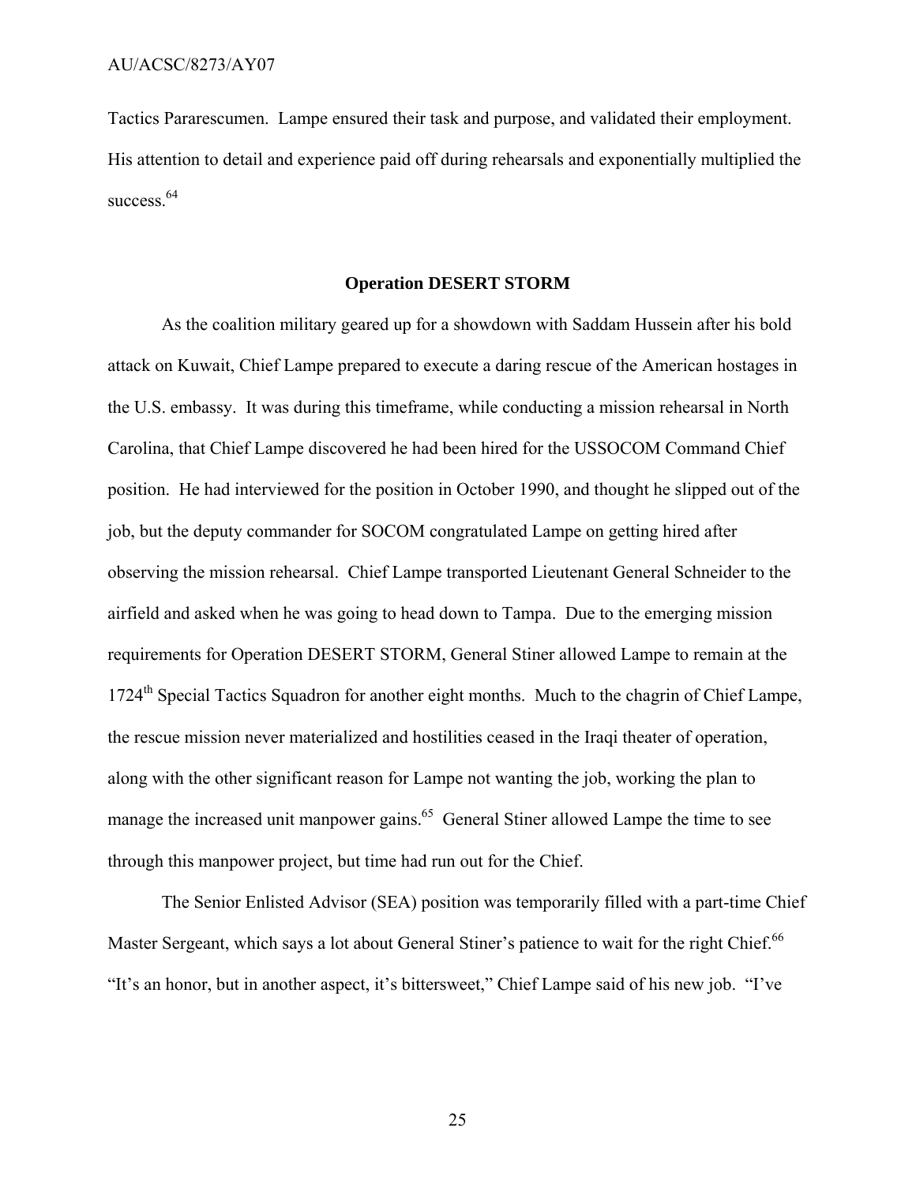Tactics Pararescumen. Lampe ensured their task and purpose, and validated their employment. His attention to detail and experience paid off during rehearsals and exponentially multiplied the success.[64]

## Operation DESERT STORM

As the coalition military geared up for a showdown with Saddam Hussein after his bold attack on Kuwait, Chief Lampe prepared to execute a daring rescue of the American hostages in the U.S. embassy. It was during this timeframe, while conducting a mission rehearsal in North Carolina, that Chief Lampe discovered he had been hired for the USSOCOM Command Chief position. He had interviewed for the position in October 1990, and thought he slipped out of the job, but the deputy commander for SOCOM congratulated Lampe on getting hired after observing the mission rehearsal. Chief Lampe transported Lieutenant General Schneider to the airfield and asked when he was going to head down to Tampa. Due to the emerging mission requirements for Operation DESERT STORM, General Stiner allowed Lampe to remain at the 1724th Special Tactics Squadron for another eight months. Much to the chagrin of Chief Lampe, the rescue mission never materialized and hostilities ceased in the Iraqi theater of operation, along with the other significant reason for Lampe not wanting the job, working the plan to manage the increased unit manpower gains.[65] General Stiner allowed Lampe the time to see through this manpower project, but time had run out for the Chief.

The Senior Enlisted Advisor (SEA) position was temporarily filled with a part-time Chief Master Sergeant, which says a lot about General Stiner's patience to wait for the right Chief.[66] "It's an honor, but in another aspect, it's bittersweet," Chief Lampe said of his new job. "I've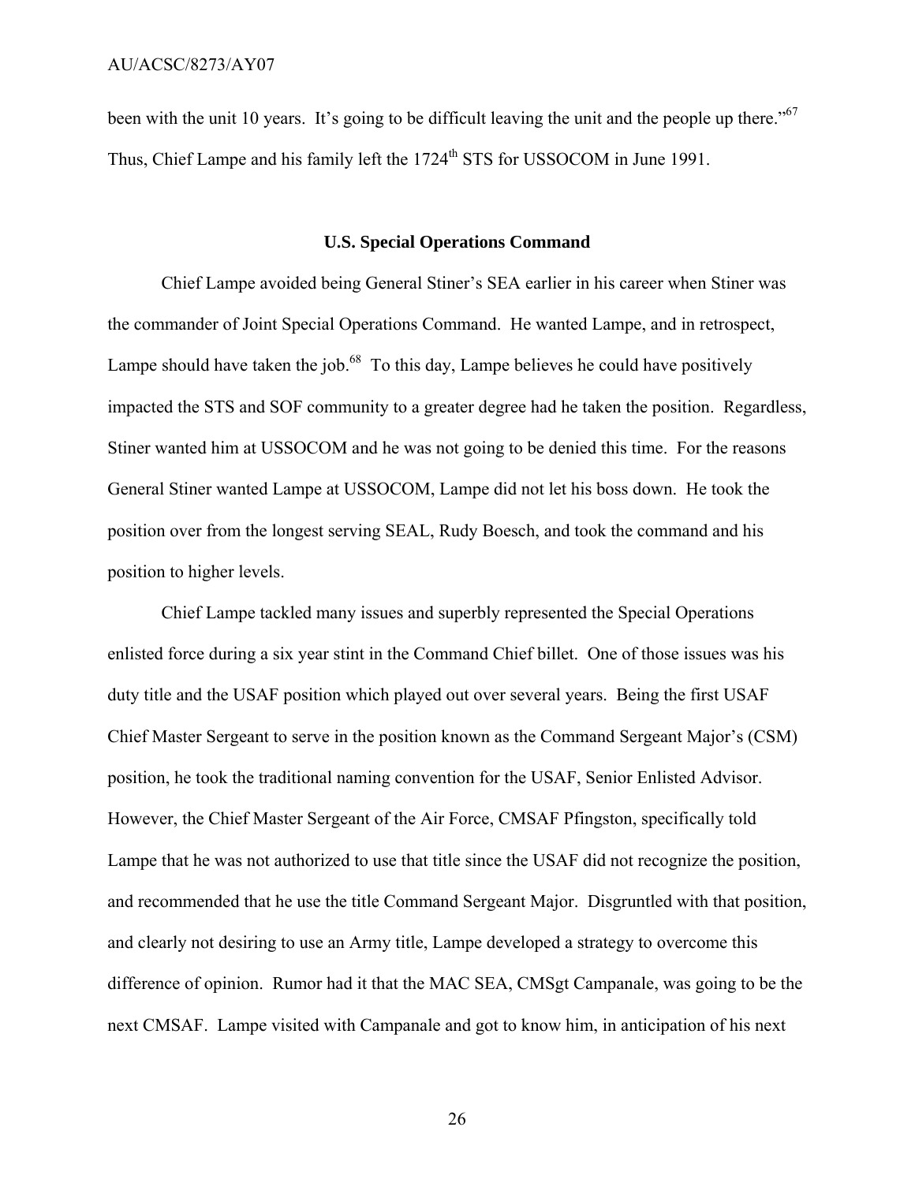been with the unit 10 years. It's going to be difficult leaving the unit and the people up there."[67] Thus, Chief Lampe and his family left the 1724th STS for USSOCOM in June 1991.

### U.S. Special Operations Command

Chief Lampe avoided being General Stiner's SEA earlier in his career when Stiner was the commander of Joint Special Operations Command. He wanted Lampe, and in retrospect, Lampe should have taken the job.[68] To this day, Lampe believes he could have positively impacted the STS and SOF community to a greater degree had he taken the position. Regardless, Stiner wanted him at USSOCOM and he was not going to be denied this time. For the reasons General Stiner wanted Lampe at USSOCOM, Lampe did not let his boss down. He took the position over from the longest serving SEAL, Rudy Boesch, and took the command and his position to higher levels.

Chief Lampe tackled many issues and superbly represented the Special Operations enlisted force during a six year stint in the Command Chief billet. One of those issues was his duty title and the USAF position which played out over several years. Being the first USAF Chief Master Sergeant to serve in the position known as the Command Sergeant Major's (CSM) position, he took the traditional naming convention for the USAF, Senior Enlisted Advisor. However, the Chief Master Sergeant of the Air Force, CMSAF Pfingston, specifically told Lampe that he was not authorized to use that title since the USAF did not recognize the position, and recommended that he use the title Command Sergeant Major. Disgruntled with that position, and clearly not desiring to use an Army title, Lampe developed a strategy to overcome this difference of opinion. Rumor had it that the MAC SEA, CMSgt Campanale, was going to be the next CMSAF. Lampe visited with Campanale and got to know him, in anticipation of his next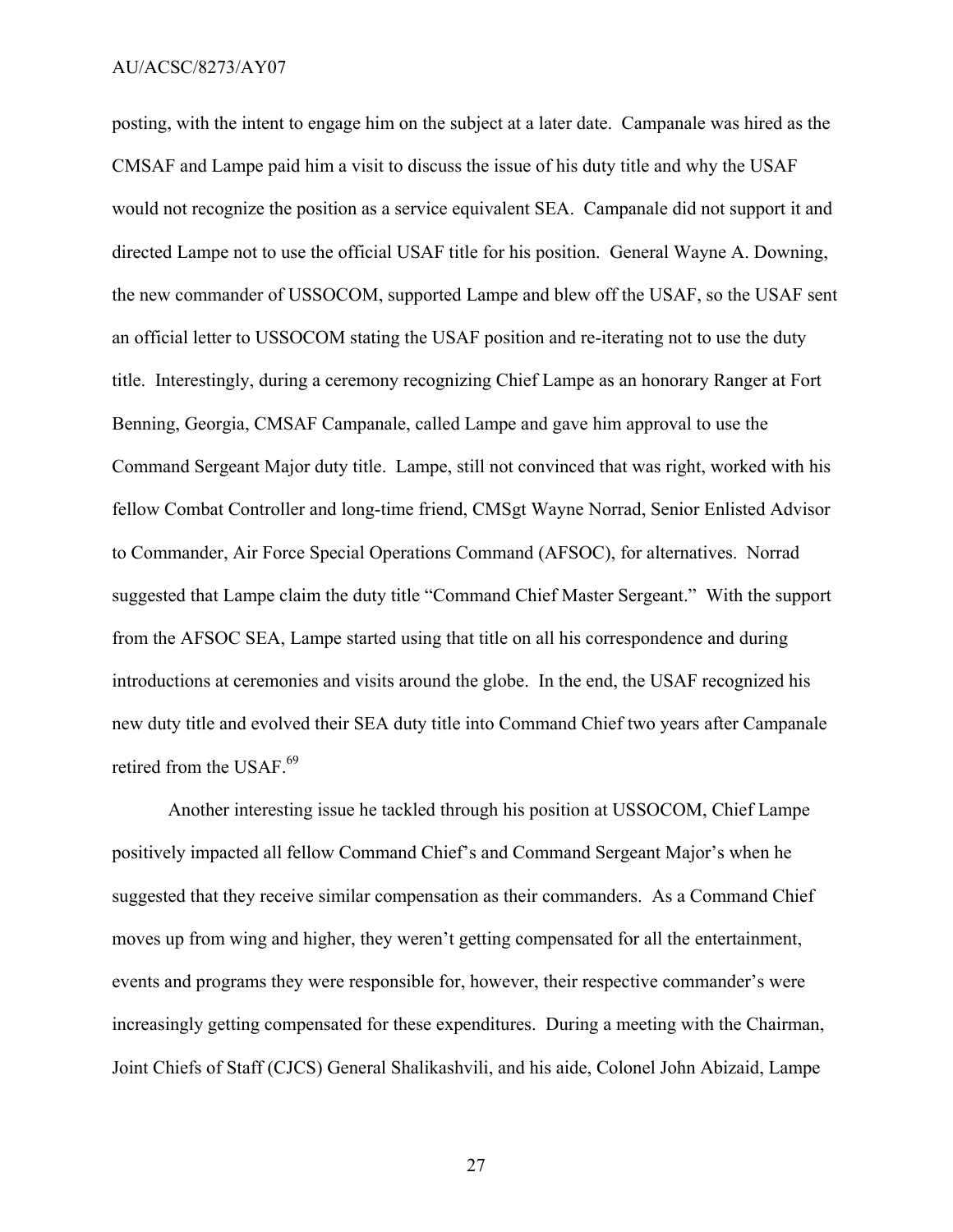posting, with the intent to engage him on the subject at a later date. Campanale was hired as the CMSAF and Lampe paid him a visit to discuss the issue of his duty title and why the USAF would not recognize the position as a service equivalent SEA. Campanale did not support it and directed Lampe not to use the official USAF title for his position. General Wayne A. Downing, the new commander of USSOCOM, supported Lampe and blew off the USAF, so the USAF sent an official letter to USSOCOM stating the USAF position and re-iterating not to use the duty title. Interestingly, during a ceremony recognizing Chief Lampe as an honorary Ranger at Fort Benning, Georgia, CMSAF Campanale, called Lampe and gave him approval to use the Command Sergeant Major duty title. Lampe, still not convinced that was right, worked with his fellow Combat Controller and long-time friend, CMSgt Wayne Norrad, Senior Enlisted Advisor to Commander, Air Force Special Operations Command (AFSOC), for alternatives. Norrad suggested that Lampe claim the duty title "Command Chief Master Sergeant." With the support from the AFSOC SEA, Lampe started using that title on all his correspondence and during introductions at ceremonies and visits around the globe. In the end, the USAF recognized his new duty title and evolved their SEA duty title into Command Chief two years after Campanale retired from the USAF.[69]

Another interesting issue he tackled through his position at USSOCOM, Chief Lampe positively impacted all fellow Command Chief's and Command Sergeant Major's when he suggested that they receive similar compensation as their commanders. As a Command Chief moves up from wing and higher, they weren't getting compensated for all the entertainment, events and programs they were responsible for, however, their respective commander's were increasingly getting compensated for these expenditures. During a meeting with the Chairman, Joint Chiefs of Staff (CJCS) General Shalikashvili, and his aide, Colonel John Abizaid, Lampe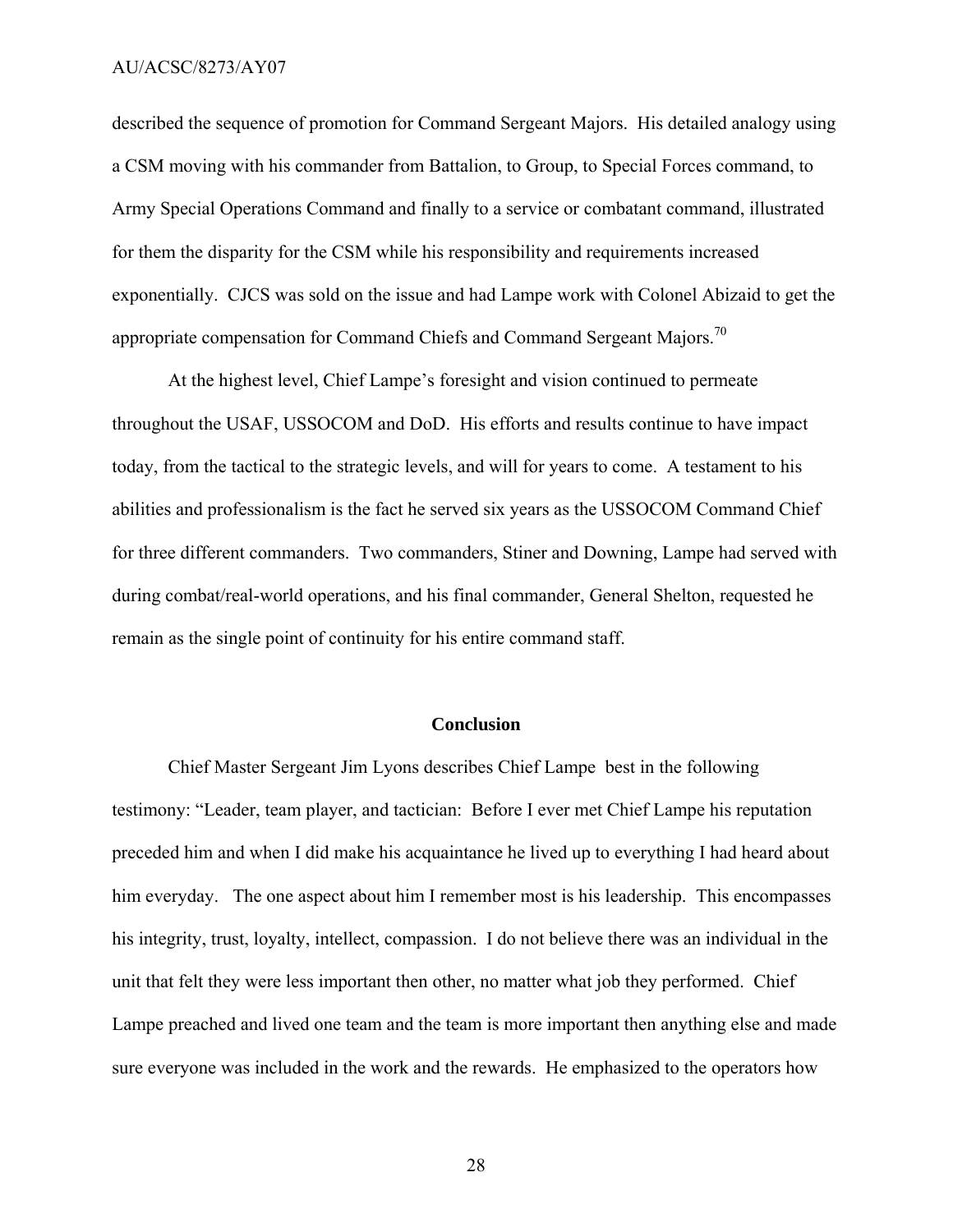described the sequence of promotion for Command Sergeant Majors. His detailed analogy using a CSM moving with his commander from Battalion, to Group, to Special Forces command, to Army Special Operations Command and finally to a service or combatant command, illustrated for them the disparity for the CSM while his responsibility and requirements increased exponentially. CJCS was sold on the issue and had Lampe work with Colonel Abizaid to get the appropriate compensation for Command Chiefs and Command Sergeant Majors.[70]

At the highest level, Chief Lampe's foresight and vision continued to permeate throughout the USAF, USSOCOM and DoD. His efforts and results continue to have impact today, from the tactical to the strategic levels, and will for years to come. A testament to his abilities and professionalism is the fact he served six years as the USSOCOM Command Chief for three different commanders. Two commanders, Stiner and Downing, Lampe had served with during combat/real-world operations, and his final commander, General Shelton, requested he remain as the single point of continuity for his entire command staff.

## Conclusion

Chief Master Sergeant Jim Lyons describes Chief Lampe best in the following testimony: "Leader, team player, and tactician: Before I ever met Chief Lampe his reputation preceded him and when I did make his acquaintance he lived up to everything I had heard about him everyday. The one aspect about him I remember most is his leadership. This encompasses his integrity, trust, loyalty, intellect, compassion. I do not believe there was an individual in the unit that felt they were less important then other, no matter what job they performed. Chief Lampe preached and lived one team and the team is more important then anything else and made sure everyone was included in the work and the rewards. He emphasized to the operators how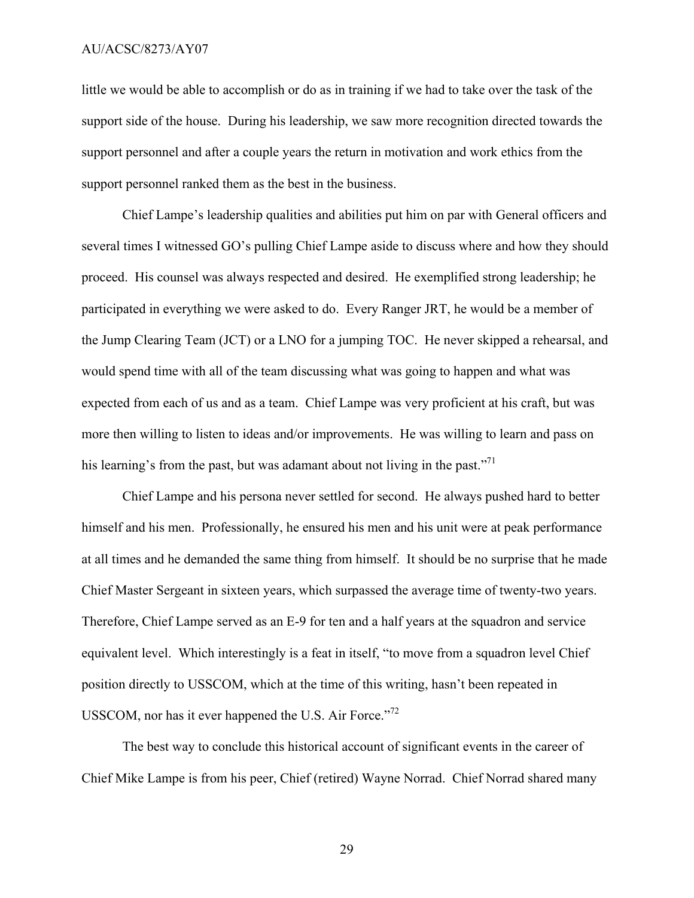little we would be able to accomplish or do as in training if we had to take over the task of the support side of the house. During his leadership, we saw more recognition directed towards the support personnel and after a couple years the return in motivation and work ethics from the support personnel ranked them as the best in the business.

Chief Lampe's leadership qualities and abilities put him on par with General officers and several times I witnessed GO's pulling Chief Lampe aside to discuss where and how they should proceed. His counsel was always respected and desired. He exemplified strong leadership; he participated in everything we were asked to do. Every Ranger JRT, he would be a member of the Jump Clearing Team (JCT) or a LNO for a jumping TOC. He never skipped a rehearsal, and would spend time with all of the team discussing what was going to happen and what was expected from each of us and as a team. Chief Lampe was very proficient at his craft, but was more then willing to listen to ideas and/or improvements. He was willing to learn and pass on his learning's from the past, but was adamant about not living in the past."[71]

Chief Lampe and his persona never settled for second. He always pushed hard to better himself and his men. Professionally, he ensured his men and his unit were at peak performance at all times and he demanded the same thing from himself. It should be no surprise that he made Chief Master Sergeant in sixteen years, which surpassed the average time of twenty-two years. Therefore, Chief Lampe served as an E-9 for ten and a half years at the squadron and service equivalent level. Which interestingly is a feat in itself, "to move from a squadron level Chief position directly to USSCOM, which at the time of this writing, hasn't been repeated in USSCOM, nor has it ever happened the U.S. Air Force."[72]

The best way to conclude this historical account of significant events in the career of Chief Mike Lampe is from his peer, Chief (retired) Wayne Norrad. Chief Norrad shared many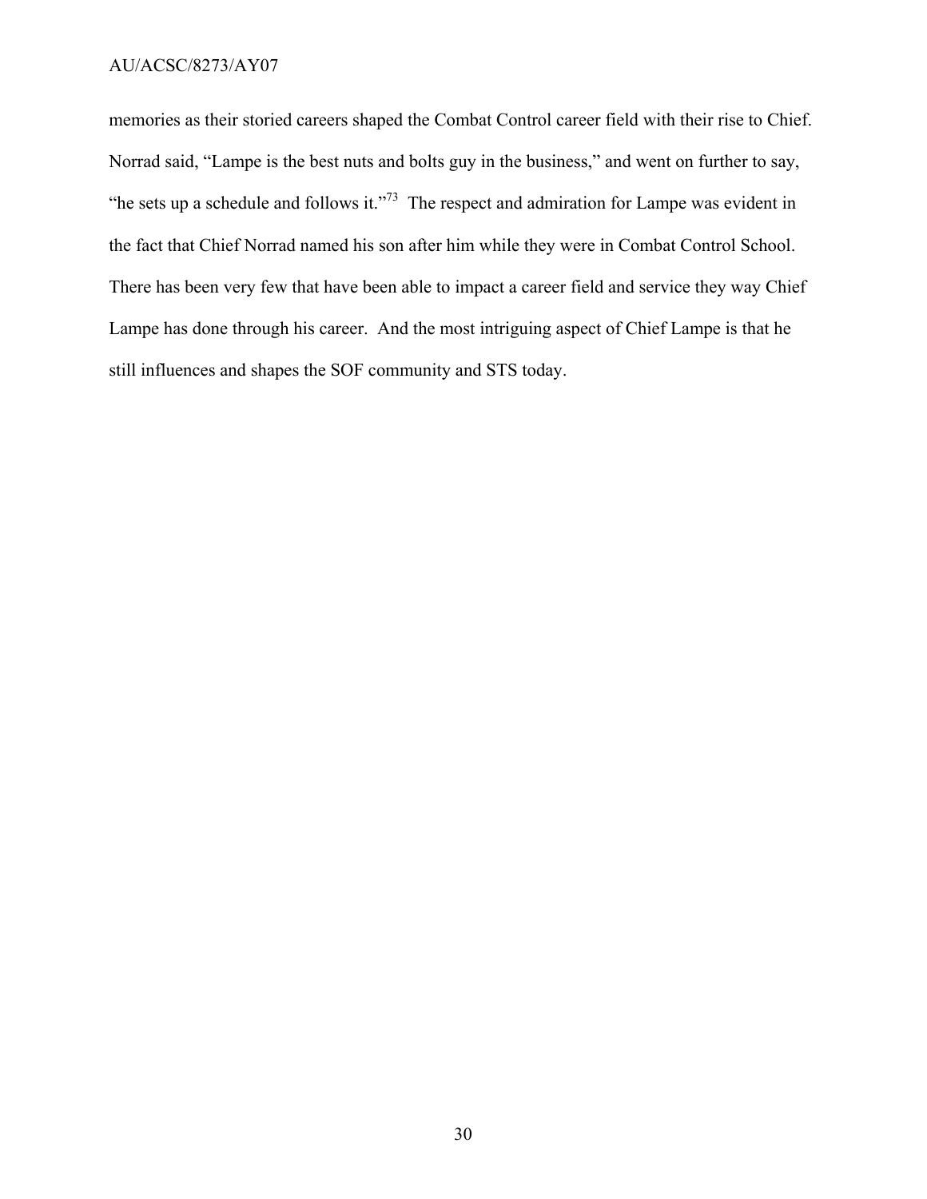memories as their storied careers shaped the Combat Control career field with their rise to Chief. Norrad said, "Lampe is the best nuts and bolts guy in the business," and went on further to say, "he sets up a schedule and follows it."[73] The respect and admiration for Lampe was evident in the fact that Chief Norrad named his son after him while they were in Combat Control School. There has been very few that have been able to impact a career field and service they way Chief Lampe has done through his career. And the most intriguing aspect of Chief Lampe is that he still influences and shapes the SOF community and STS today.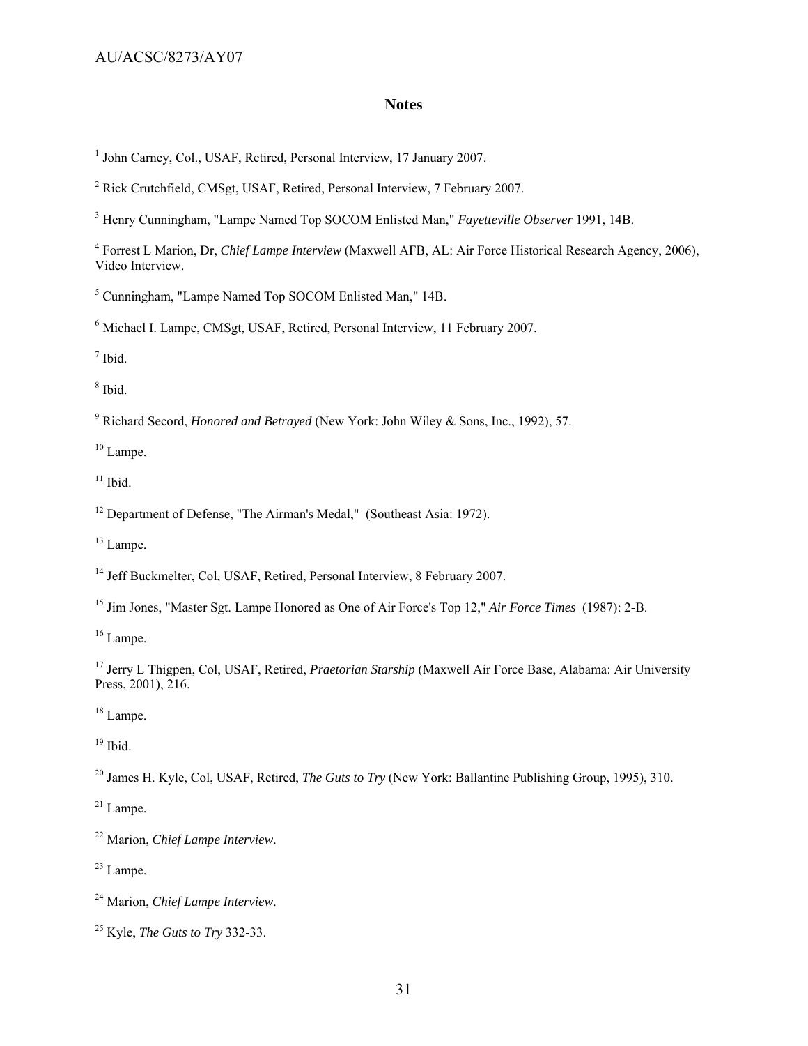## Notes

[1] John Carney, Col., USAF, Retired, Personal Interview, 17 January 2007.

[2] Rick Crutchfield, CMSgt, USAF, Retired, Personal Interview, 7 February 2007.

[3] Henry Cunningham, "Lampe Named Top SOCOM Enlisted Man," *Fayetteville Observer* 1991, 14B.

[4] Forrest L Marion, Dr, *Chief Lampe Interview* (Maxwell AFB, AL: Air Force Historical Research Agency, 2006), Video Interview.

[5] Cunningham, "Lampe Named Top SOCOM Enlisted Man," 14B.

[6] Michael I. Lampe, CMSgt, USAF, Retired, Personal Interview, 11 February 2007.

[7] Ibid.

[8] Ibid.

[9] Richard Secord, *Honored and Betrayed* (New York: John Wiley & Sons, Inc., 1992), 57.

[10] Lampe.

[11] Ibid.

[12] Department of Defense, "The Airman's Medal," (Southeast Asia: 1972).

[13] Lampe.

[14] Jeff Buckmelter, Col, USAF, Retired, Personal Interview, 8 February 2007.

[15] Jim Jones, "Master Sgt. Lampe Honored as One of Air Force's Top 12," *Air Force Times* (1987): 2-B.

[16] Lampe.

[17] Jerry L Thigpen, Col, USAF, Retired, *Praetorian Starship* (Maxwell Air Force Base, Alabama: Air University Press, 2001), 216.

[18] Lampe.

[19] Ibid.

[20] James H. Kyle, Col, USAF, Retired, *The Guts to Try* (New York: Ballantine Publishing Group, 1995), 310.

[21] Lampe.

[22] Marion, *Chief Lampe Interview*.

[23] Lampe.

[24] Marion, *Chief Lampe Interview*.

[25] Kyle, *The Guts to Try* 332-33.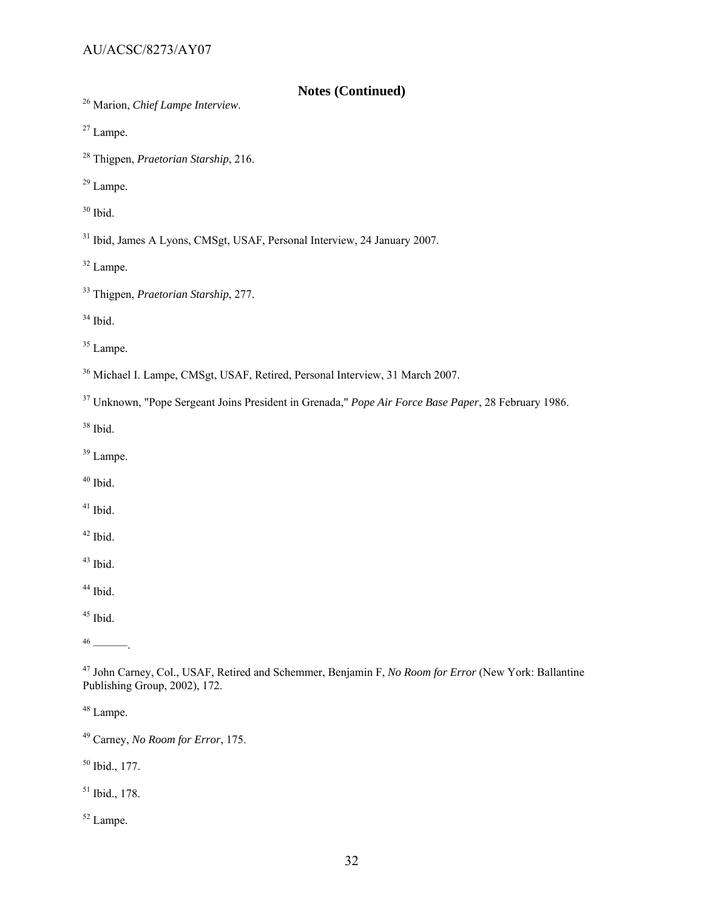## Notes (Continued)

[26] Marion, *Chief Lampe Interview*.

[27] Lampe.

[28] Thigpen, *Praetorian Starship*, 216.

[29] Lampe.

[30] Ibid.

[31] Ibid, James A Lyons, CMSgt, USAF, Personal Interview, 24 January 2007.

[32] Lampe.

[33] Thigpen, *Praetorian Starship*, 277.

[34] Ibid.

[35] Lampe.

[36] Michael I. Lampe, CMSgt, USAF, Retired, Personal Interview, 31 March 2007.

[37] Unknown, "Pope Sergeant Joins President in Grenada," *Pope Air Force Base Paper*, 28 February 1986.

[38] Ibid.

[39] Lampe.

[40] Ibid.

[41] Ibid.

[42] Ibid.

[43] Ibid.

[44] Ibid.

[45] Ibid.

[46] ______.

[47] John Carney, Col., USAF, Retired and Schemmer, Benjamin F, *No Room for Error* (New York: Ballantine Publishing Group, 2002), 172.

[48] Lampe.

[49] Carney, *No Room for Error*, 175.

[50] Ibid., 177.

[51] Ibid., 178.

[52] Lampe.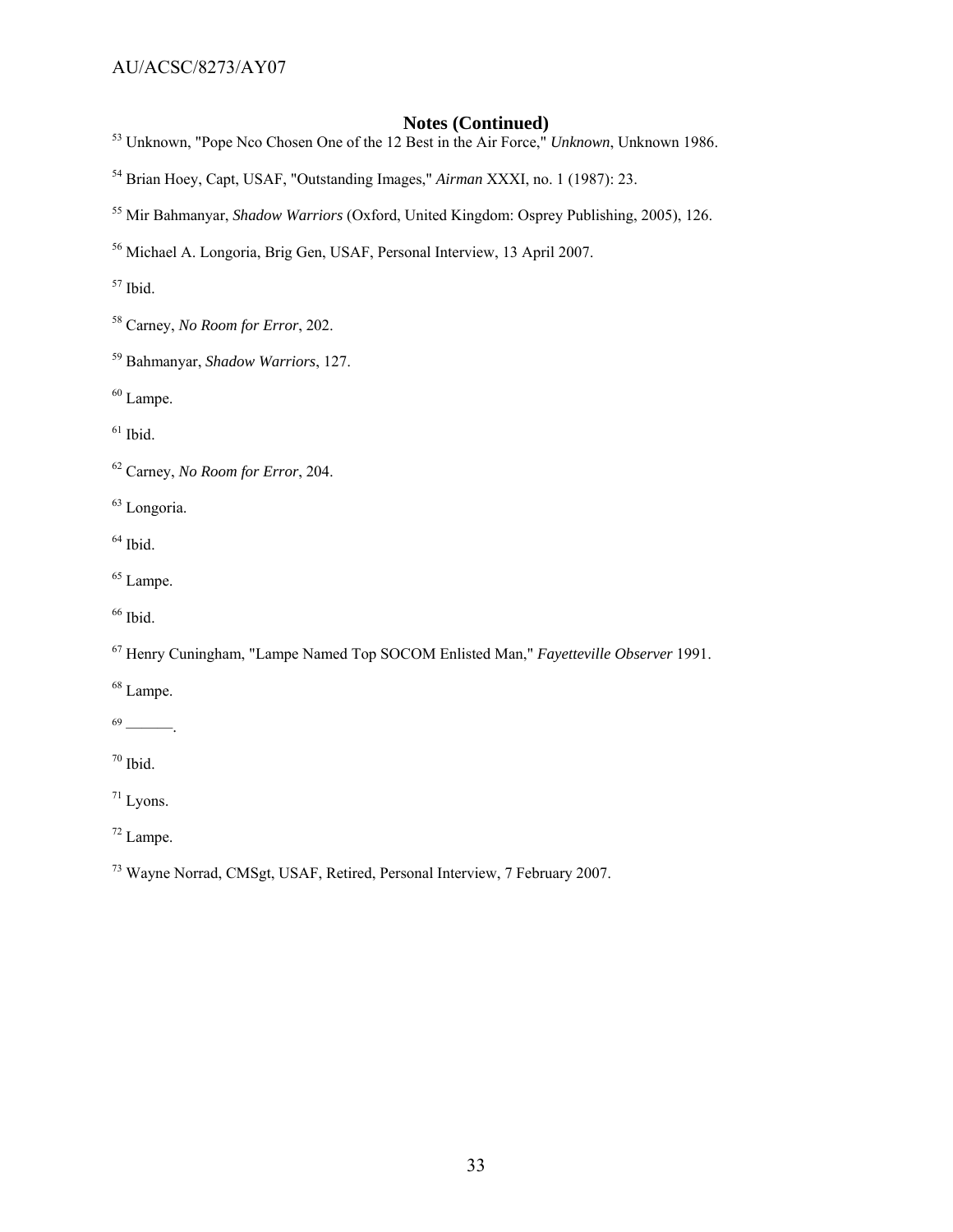## Notes (Continued)

[53] Unknown, "Pope Nco Chosen One of the 12 Best in the Air Force," *Unknown*, Unknown 1986.

[54] Brian Hoey, Capt, USAF, "Outstanding Images," *Airman* XXXI, no. 1 (1987): 23.

[55] Mir Bahmanyar, *Shadow Warriors* (Oxford, United Kingdom: Osprey Publishing, 2005), 126.

[56] Michael A. Longoria, Brig Gen, USAF, Personal Interview, 13 April 2007.

[57] Ibid.

[58] Carney, *No Room for Error*, 202.

[59] Bahmanyar, *Shadow Warriors*, 127.

[60] Lampe.

[61] Ibid.

[62] Carney, *No Room for Error*, 204.

[63] Longoria.

[64] Ibid.

[65] Lampe.

[66] Ibid.

[67] Henry Cuningham, "Lampe Named Top SOCOM Enlisted Man," *Fayetteville Observer* 1991.

[68] Lampe.

[69] ———.

[70] Ibid.

[71] Lyons.

[72] Lampe.

[73] Wayne Norrad, CMSgt, USAF, Retired, Personal Interview, 7 February 2007.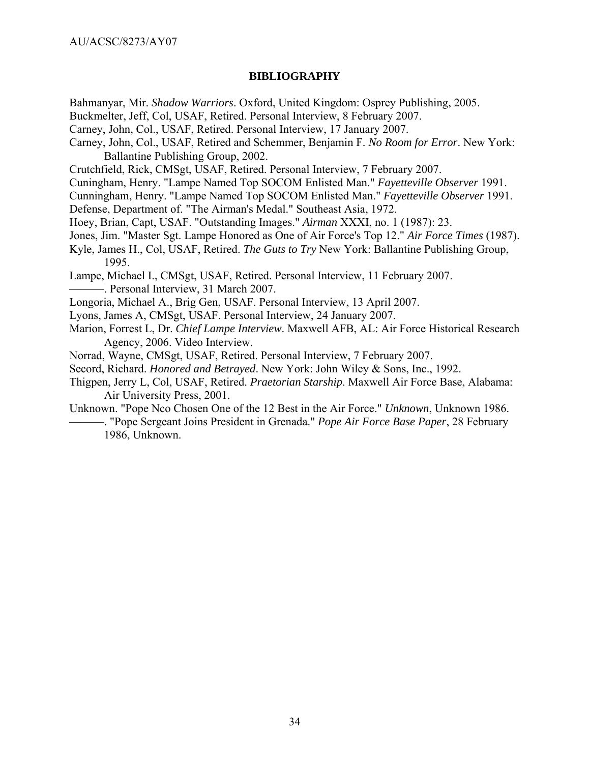# BIBLIOGRAPHY

Bahmanyar, Mir. *Shadow Warriors*. Oxford, United Kingdom: Osprey Publishing, 2005.

Buckmelter, Jeff, Col, USAF, Retired. Personal Interview, 8 February 2007.

Carney, John, Col., USAF, Retired. Personal Interview, 17 January 2007.

Carney, John, Col., USAF, Retired and Schemmer, Benjamin F. *No Room for Error*. New York: Ballantine Publishing Group, 2002.

Crutchfield, Rick, CMSgt, USAF, Retired. Personal Interview, 7 February 2007.

Cuningham, Henry. "Lampe Named Top SOCOM Enlisted Man." *Fayetteville Observer* 1991.

Cunningham, Henry. "Lampe Named Top SOCOM Enlisted Man." *Fayetteville Observer* 1991.

Defense, Department of. "The Airman's Medal." Southeast Asia, 1972.

Hoey, Brian, Capt, USAF. "Outstanding Images." *Airman* XXXI, no. 1 (1987): 23.

Jones, Jim. "Master Sgt. Lampe Honored as One of Air Force's Top 12." *Air Force Times* (1987).

Kyle, James H., Col, USAF, Retired. *The Guts to Try* New York: Ballantine Publishing Group, 1995.

Lampe, Michael I., CMSgt, USAF, Retired. Personal Interview, 11 February 2007.

———. Personal Interview, 31 March 2007.

Longoria, Michael A., Brig Gen, USAF. Personal Interview, 13 April 2007.

Lyons, James A, CMSgt, USAF. Personal Interview, 24 January 2007.

Marion, Forrest L, Dr. *Chief Lampe Interview*. Maxwell AFB, AL: Air Force Historical Research Agency, 2006. Video Interview.

Norrad, Wayne, CMSgt, USAF, Retired. Personal Interview, 7 February 2007.

Secord, Richard. *Honored and Betrayed*. New York: John Wiley & Sons, Inc., 1992.

Thigpen, Jerry L, Col, USAF, Retired. *Praetorian Starship*. Maxwell Air Force Base, Alabama: Air University Press, 2001.

Unknown. "Pope Nco Chosen One of the 12 Best in the Air Force." *Unknown*, Unknown 1986.

———. "Pope Sergeant Joins President in Grenada." *Pope Air Force Base Paper*, 28 February 1986, Unknown.